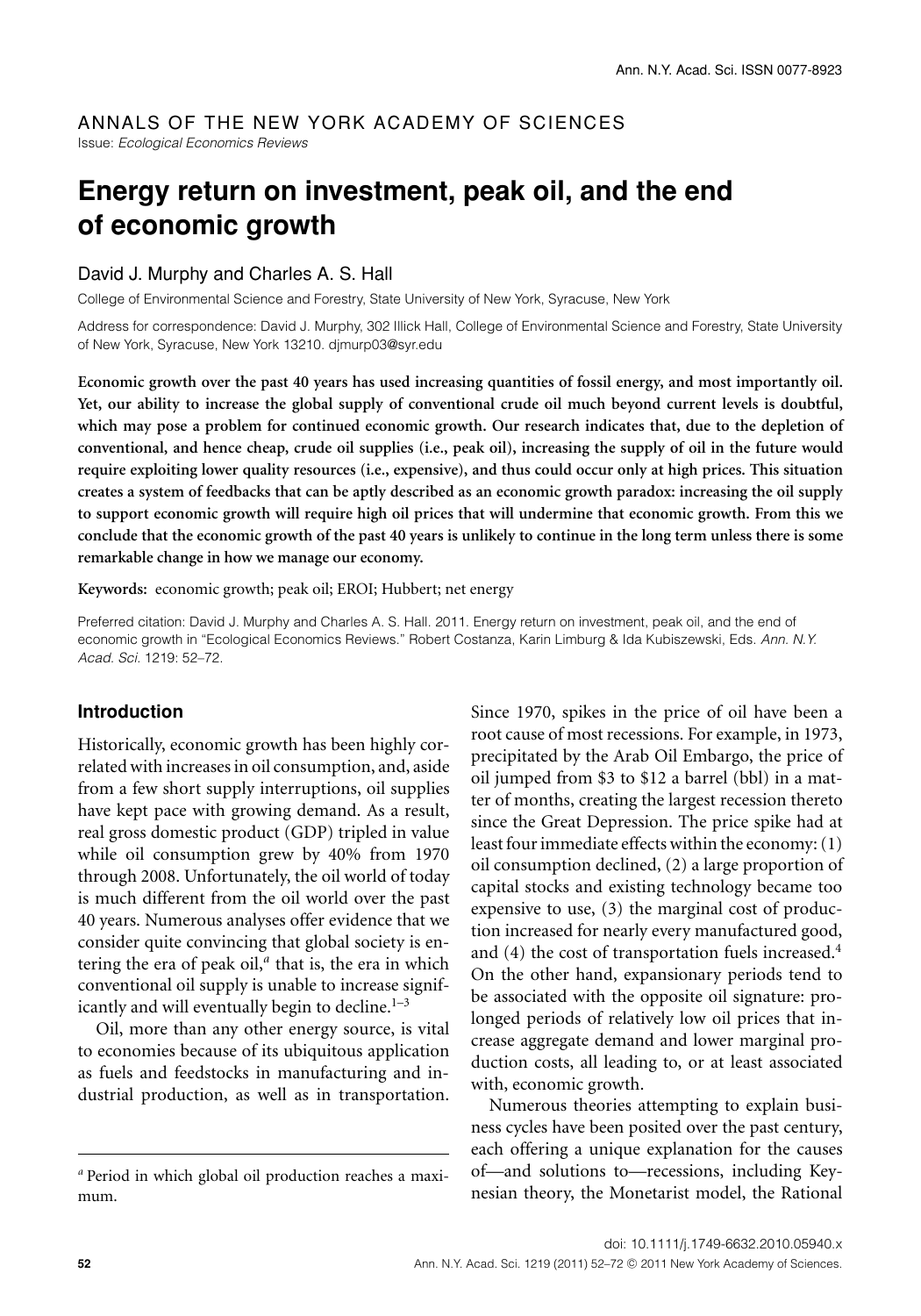ANNALS OF THE NEW YORK ACADEMY OF SCIENCES

Issue: *Ecological Economics Reviews*

# Energy return on investment, peak oil, and the end of economic growth

David J. Murphy and Charles A. S. Hall

College of Environmental Science and Forestry, State University of New York, Syracuse, New York

Address for correspondence: David J. Murphy, 302 Illick Hall, College of Environmental Science and Forestry, State University of New York, Syracuse, New York 13210. djmurp03@syr.edu

**Economic growth over the past 40 years has used increasing quantities of fossil energy, and most importantly oil. Yet, our ability to increase the global supply of conventional crude oil much beyond current levels is doubtful, which may pose a problem for continued economic growth. Our research indicates that, due to the depletion of conventional, and hence cheap, crude oil supplies (i.e., peak oil), increasing the supply of oil in the future would require exploiting lower quality resources (i.e., expensive), and thus could occur only at high prices. This situation creates a system of feedbacks that can be aptly described as an economic growth paradox: increasing the oil supply to support economic growth will require high oil prices that will undermine that economic growth. From this we conclude that the economic growth of the past 40 years is unlikely to continue in the long term unless there is some remarkable change in how we manage our economy.**

**Keywords:** economic growth; peak oil; EROI; Hubbert; net energy

Preferred citation: David J. Murphy and Charles A. S. Hall. 2011. Energy return on investment, peak oil, and the end of economic growth in "Ecological Economics Reviews." Robert Costanza, Karin Limburg & Ida Kubiszewski, Eds. *Ann. N.Y. Acad. Sci.* 1219: 52–72.

## Introduction

Historically, economic growth has been highly correlated with increases in oil consumption, and, aside from a few short supply interruptions, oil supplies have kept pace with growing demand. As a result, real gross domestic product (GDP) tripled in value while oil consumption grew by 40% from 1970 through 2008. Unfortunately, the oil world of today is much different from the oil world over the past 40 years. Numerous analyses offer evidence that we consider quite convincing that global society is entering the era of peak oil,[a] that is, the era in which conventional oil supply is unable to increase significantly and will eventually begin to decline.[1–3]

Oil, more than any other energy source, is vital to economies because of its ubiquitous application as fuels and feedstocks in manufacturing and industrial production, as well as in transportation. Since 1970, spikes in the price of oil have been a root cause of most recessions. For example, in 1973, precipitated by the Arab Oil Embargo, the price of oil jumped from \$3 to \$12 a barrel (bbl) in a matter of months, creating the largest recession thereto since the Great Depression. The price spike had at least four immediate effects within the economy: (1) oil consumption declined, (2) a large proportion of capital stocks and existing technology became too expensive to use, (3) the marginal cost of production increased for nearly every manufactured good, and (4) the cost of transportation fuels increased.[4] On the other hand, expansionary periods tend to be associated with the opposite oil signature: prolonged periods of relatively low oil prices that increase aggregate demand and lower marginal production costs, all leading to, or at least associated with, economic growth.

Numerous theories attempting to explain business cycles have been posited over the past century, each offering a unique explanation for the causes of—and solutions to—recessions, including Keynesian theory, the Monetarist model, the Rational

[a] Period in which global oil production reaches a maximum.

doi: 10.1111/j.1749-6632.2010.05940.x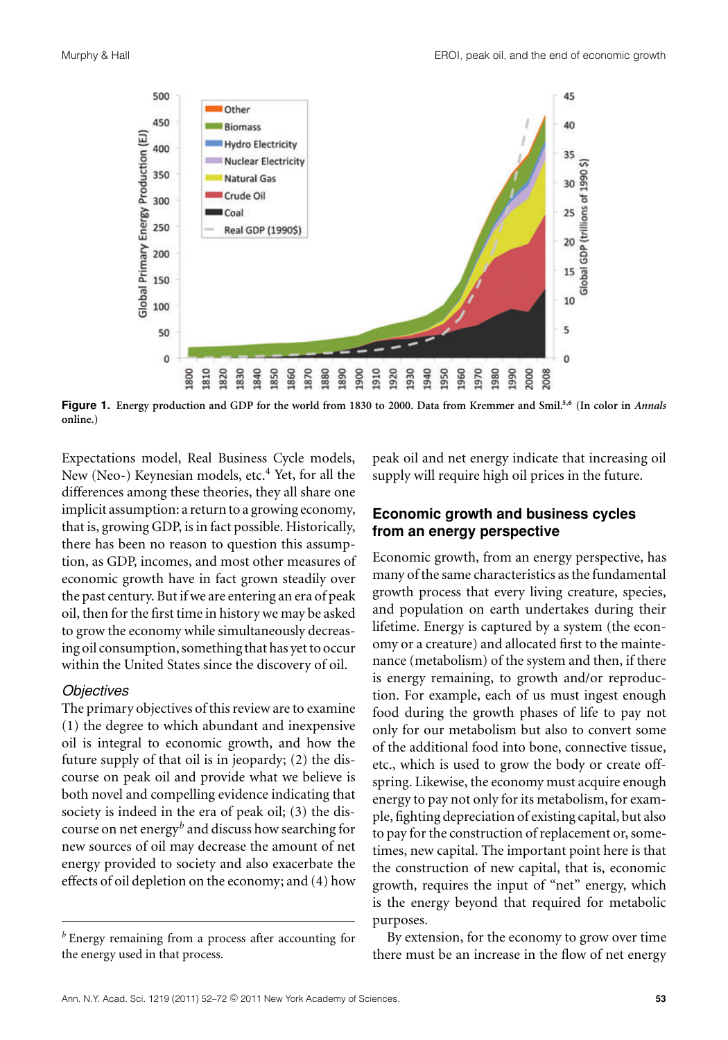500
450
400
350
300
250
200
150
100
50
0

Global Primary Energy Production (EJ)

Other
Biomass
Hydro Electricity
Nuclear Electricity
Natural Gas
Crude Oil
Coal
Real GDP (1990$)

45
40
35
30
25
20
15
10
5
0

Global GDP (trillions of 1990 $)

1800 1810 1820 1830 1840 1850 1860 1870 1880 1890 1900 1910 1920 1930 1940 1950 1960 1970 1980 1990 2000 2008

**Figure 1.** Energy production and GDP for the world from 1830 to 2000. Data from Kremmer and Smil.[5,6] (In color in *Annals* online.)

Expectations model, Real Business Cycle models, New (Neo-) Keynesian models, etc.[4] Yet, for all the differences among these theories, they all share one implicit assumption: a return to a growing economy, that is, growing GDP, is in fact possible. Historically, there has been no reason to question this assumption, as GDP, incomes, and most other measures of economic growth have in fact grown steadily over the past century. But if we are entering an era of peak oil, then for the first time in history we may be asked to grow the economy while simultaneously decreasing oil consumption, something that has yet to occur within the United States since the discovery of oil.

### Objectives

The primary objectives of this review are to examine (1) the degree to which abundant and inexpensive oil is integral to economic growth, and how the future supply of that oil is in jeopardy; (2) the discourse on peak oil and provide what we believe is both novel and compelling evidence indicating that society is indeed in the era of peak oil; (3) the discourse on net energy[b] and discuss how searching for new sources of oil may decrease the amount of net energy provided to society and also exacerbate the effects of oil depletion on the economy; and (4) how peak oil and net energy indicate that increasing oil supply will require high oil prices in the future.

## Economic growth and business cycles from an energy perspective

Economic growth, from an energy perspective, has many of the same characteristics as the fundamental growth process that every living creature, species, and population on earth undertakes during their lifetime. Energy is captured by a system (the economy or a creature) and allocated first to the maintenance (metabolism) of the system and then, if there is energy remaining, to growth and/or reproduction. For example, each of us must ingest enough food during the growth phases of life to pay not only for our metabolism but also to convert some of the additional food into bone, connective tissue, etc., which is used to grow the body or create offspring. Likewise, the economy must acquire enough energy to pay not only for its metabolism, for example, fighting depreciation of existing capital, but also to pay for the construction of replacement or, sometimes, new capital. The important point here is that the construction of new capital, that is, economic growth, requires the input of "net" energy, which is the energy beyond that required for metabolic purposes.

By extension, for the economy to grow over time there must be an increase in the flow of net energy

[b] Energy remaining from a process after accounting for the energy used in that process.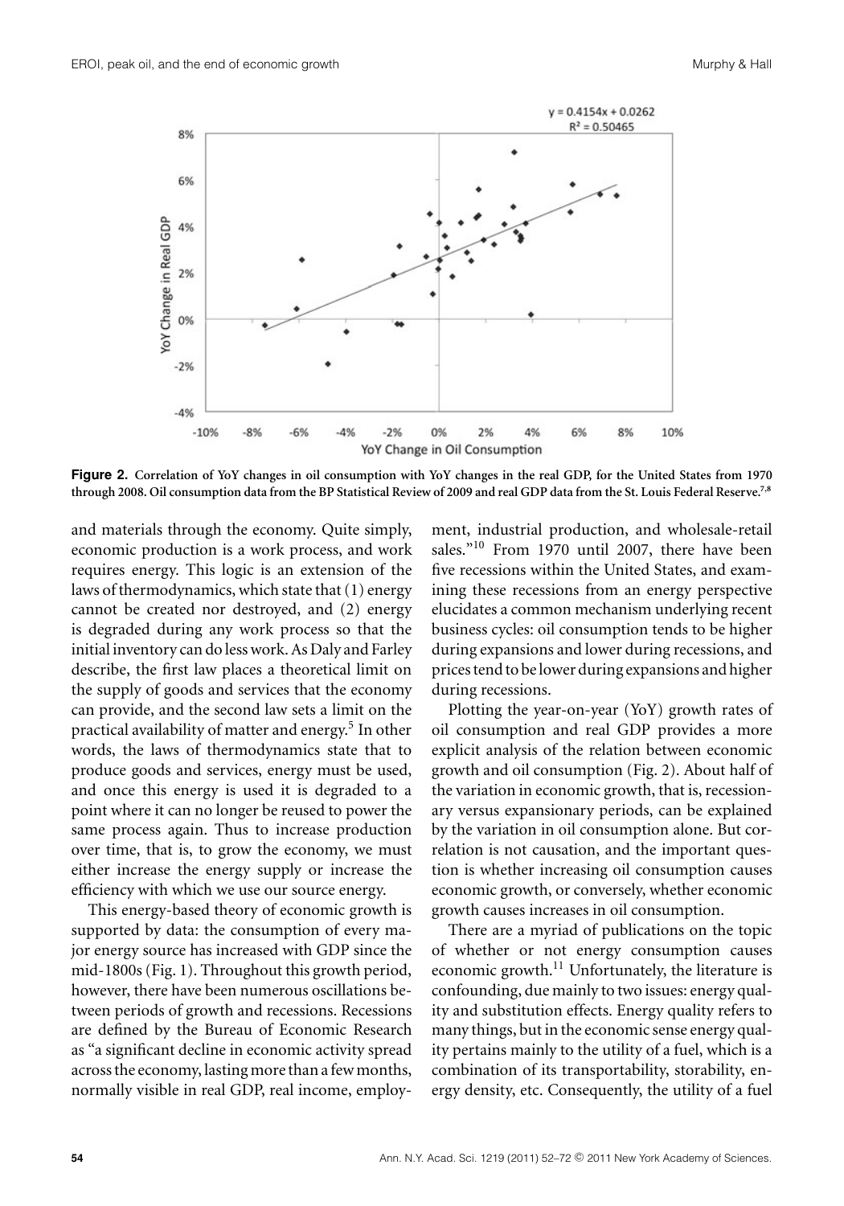$y = 0.4154x + 0.0262$
$R^2 = 0.50465$

YoY Change in Real GDP

8%
6%
4%
2%
0%
-2%
-4%

-10% -8% -6% -4% -2% 0% 2% 4% 6% 8% 10%

YoY Change in Oil Consumption

**Figure 2.** Correlation of YoY changes in oil consumption with YoY changes in the real GDP, for the United States from 1970 through 2008. Oil consumption data from the BP Statistical Review of 2009 and real GDP data from the St. Louis Federal Reserve.[7,8]

and materials through the economy. Quite simply, economic production is a work process, and work requires energy. This logic is an extension of the laws of thermodynamics, which state that (1) energy cannot be created nor destroyed, and (2) energy is degraded during any work process so that the initial inventory can do less work. As Daly and Farley describe, the first law places a theoretical limit on the supply of goods and services that the economy can provide, and the second law sets a limit on the practical availability of matter and energy.[5] In other words, the laws of thermodynamics state that to produce goods and services, energy must be used, and once this energy is used it is degraded to a point where it can no longer be reused to power the same process again. Thus to increase production over time, that is, to grow the economy, we must either increase the energy supply or increase the efficiency with which we use our source energy.

This energy-based theory of economic growth is supported by data: the consumption of every major energy source has increased with GDP since the mid-1800s (Fig. 1). Throughout this growth period, however, there have been numerous oscillations between periods of growth and recessions. Recessions are defined by the Bureau of Economic Research as "a significant decline in economic activity spread across the economy, lasting more than a few months, normally visible in real GDP, real income, employment, industrial production, and wholesale-retail sales."[10] From 1970 until 2007, there have been five recessions within the United States, and examining these recessions from an energy perspective elucidates a common mechanism underlying recent business cycles: oil consumption tends to be higher during expansions and lower during recessions, and prices tend to be lower during expansions and higher during recessions.

Plotting the year-on-year (YoY) growth rates of oil consumption and real GDP provides a more explicit analysis of the relation between economic growth and oil consumption (Fig. 2). About half of the variation in economic growth, that is, recessionary versus expansionary periods, can be explained by the variation in oil consumption alone. But correlation is not causation, and the important question is whether increasing oil consumption causes economic growth, or conversely, whether economic growth causes increases in oil consumption.

There are a myriad of publications on the topic of whether or not energy consumption causes economic growth.[11] Unfortunately, the literature is confounding, due mainly to two issues: energy quality and substitution effects. Energy quality refers to many things, but in the economic sense energy quality pertains mainly to the utility of a fuel, which is a combination of its transportability, storability, energy density, etc. Consequently, the utility of a fuel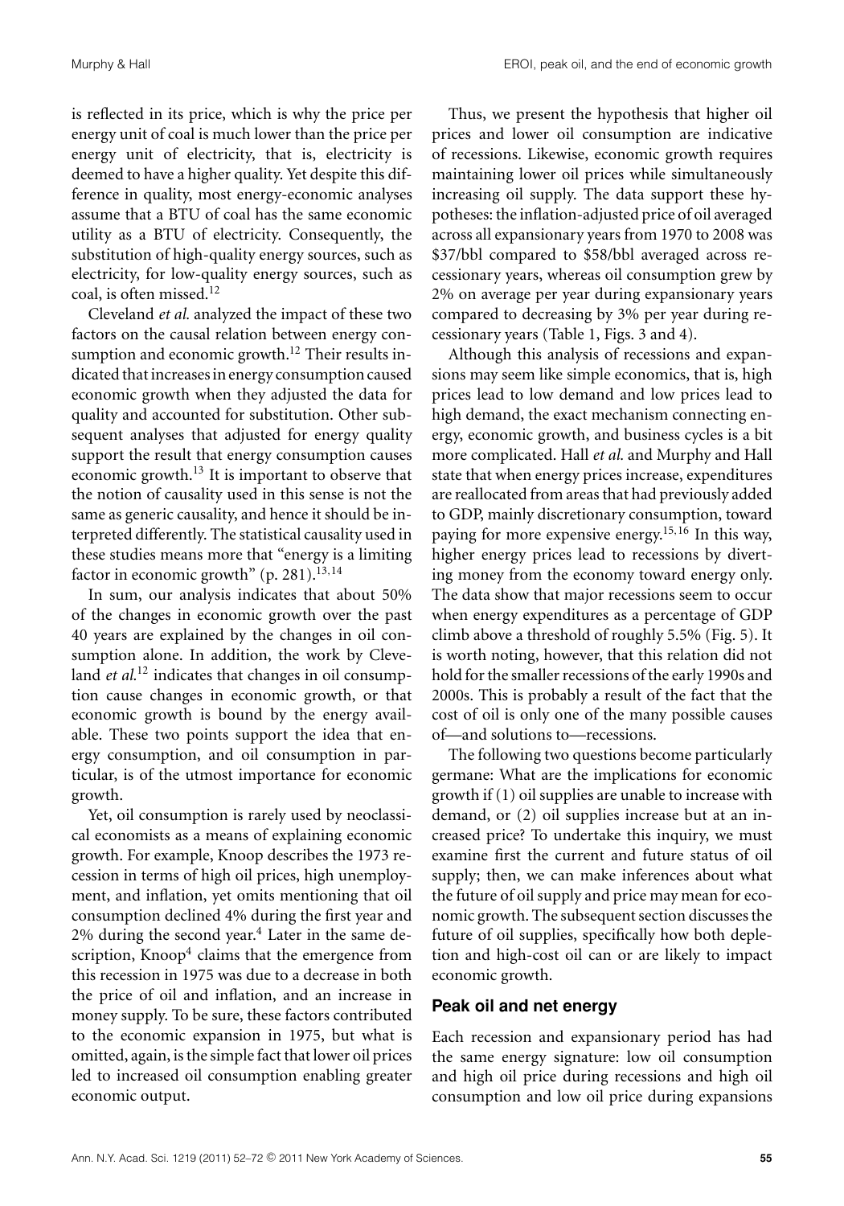is reflected in its price, which is why the price per energy unit of coal is much lower than the price per energy unit of electricity, that is, electricity is deemed to have a higher quality. Yet despite this difference in quality, most energy-economic analyses assume that a BTU of coal has the same economic utility as a BTU of electricity. Consequently, the substitution of high-quality energy sources, such as electricity, for low-quality energy sources, such as coal, is often missed.[12]

Cleveland *et al.* analyzed the impact of these two factors on the causal relation between energy consumption and economic growth.[12] Their results indicated that increases in energy consumption caused economic growth when they adjusted the data for quality and accounted for substitution. Other subsequent analyses that adjusted for energy quality support the result that energy consumption causes economic growth.[13] It is important to observe that the notion of causality used in this sense is not the same as generic causality, and hence it should be interpreted differently. The statistical causality used in these studies means more that "energy is a limiting factor in economic growth" (p. 281).[13,14]

In sum, our analysis indicates that about 50% of the changes in economic growth over the past 40 years are explained by the changes in oil consumption alone. In addition, the work by Cleveland *et al.*[12] indicates that changes in oil consumption cause changes in economic growth, or that economic growth is bound by the energy available. These two points support the idea that energy consumption, and oil consumption in particular, is of the utmost importance for economic growth.

Yet, oil consumption is rarely used by neoclassical economists as a means of explaining economic growth. For example, Knoop describes the 1973 recession in terms of high oil prices, high unemployment, and inflation, yet omits mentioning that oil consumption declined 4% during the first year and 2% during the second year.[4] Later in the same description, Knoop[4] claims that the emergence from this recession in 1975 was due to a decrease in both the price of oil and inflation, and an increase in money supply. To be sure, these factors contributed to the economic expansion in 1975, but what is omitted, again, is the simple fact that lower oil prices led to increased oil consumption enabling greater economic output.

Thus, we present the hypothesis that higher oil prices and lower oil consumption are indicative of recessions. Likewise, economic growth requires maintaining lower oil prices while simultaneously increasing oil supply. The data support these hypotheses: the inflation-adjusted price of oil averaged across all expansionary years from 1970 to 2008 was \$37/bbl compared to \$58/bbl averaged across recessionary years, whereas oil consumption grew by 2% on average per year during expansionary years compared to decreasing by 3% per year during recessionary years (Table 1, Figs. 3 and 4).

Although this analysis of recessions and expansions may seem like simple economics, that is, high prices lead to low demand and low prices lead to high demand, the exact mechanism connecting energy, economic growth, and business cycles is a bit more complicated. Hall *et al.* and Murphy and Hall state that when energy prices increase, expenditures are reallocated from areas that had previously added to GDP, mainly discretionary consumption, toward paying for more expensive energy.[15,16] In this way, higher energy prices lead to recessions by diverting money from the economy toward energy only. The data show that major recessions seem to occur when energy expenditures as a percentage of GDP climb above a threshold of roughly 5.5% (Fig. 5). It is worth noting, however, that this relation did not hold for the smaller recessions of the early 1990s and 2000s. This is probably a result of the fact that the cost of oil is only one of the many possible causes of—and solutions to—recessions.

The following two questions become particularly germane: What are the implications for economic growth if (1) oil supplies are unable to increase with demand, or (2) oil supplies increase but at an increased price? To undertake this inquiry, we must examine first the current and future status of oil supply; then, we can make inferences about what the future of oil supply and price may mean for economic growth. The subsequent section discusses the future of oil supplies, specifically how both depletion and high-cost oil can or are likely to impact economic growth.

## Peak oil and net energy

Each recession and expansionary period has had the same energy signature: low oil consumption and high oil price during recessions and high oil consumption and low oil price during expansions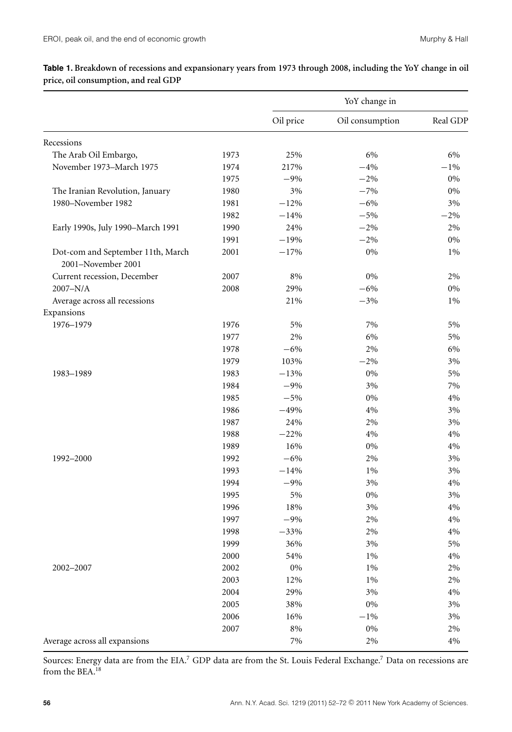**Table 1. Breakdown of recessions and expansionary years from 1973 through 2008, including the YoY change in oil price, oil consumption, and real GDP**

| | | YoY change in | | |
|---|---|---|---|---|
| | | Oil price | Oil consumption | Real GDP |
| Recessions | | | | |
| The Arab Oil Embargo, | 1973 | 25% | 6% | 6% |
| November 1973–March 1975 | 1974 | 217% | −4% | −1% |
| | 1975 | −9% | −2% | 0% |
| The Iranian Revolution, January | 1980 | 3% | −7% | 0% |
| 1980–November 1982 | 1981 | −12% | −6% | 3% |
| | 1982 | −14% | −5% | −2% |
| Early 1990s, July 1990–March 1991 | 1990 | 24% | −2% | 2% |
| | 1991 | −19% | −2% | 0% |
| Dot-com and September 11th, March 2001–November 2001 | 2001 | −17% | 0% | 1% |
| Current recession, December | 2007 | 8% | 0% | 2% |
| 2007–N/A | 2008 | 29% | −6% | 0% |
| Average across all recessions | | 21% | −3% | 1% |
| Expansions | | | | |
| 1976–1979 | 1976 | 5% | 7% | 5% |
| | 1977 | 2% | 6% | 5% |
| | 1978 | −6% | 2% | 6% |
| | 1979 | 103% | −2% | 3% |
| 1983–1989 | 1983 | −13% | 0% | 5% |
| | 1984 | −9% | 3% | 7% |
| | 1985 | −5% | 0% | 4% |
| | 1986 | −49% | 4% | 3% |
| | 1987 | 24% | 2% | 3% |
| | 1988 | −22% | 4% | 4% |
| | 1989 | 16% | 0% | 4% |
| 1992–2000 | 1992 | −6% | 2% | 3% |
| | 1993 | −14% | 1% | 3% |
| | 1994 | −9% | 3% | 4% |
| | 1995 | 5% | 0% | 3% |
| | 1996 | 18% | 3% | 4% |
| | 1997 | −9% | 2% | 4% |
| | 1998 | −33% | 2% | 4% |
| | 1999 | 36% | 3% | 5% |
| | 2000 | 54% | 1% | 4% |
| 2002–2007 | 2002 | 0% | 1% | 2% |
| | 2003 | 12% | 1% | 2% |
| | 2004 | 29% | 3% | 4% |
| | 2005 | 38% | 0% | 3% |
| | 2006 | 16% | −1% | 3% |
| | 2007 | 8% | 0% | 2% |
| Average across all expansions | | 7% | 2% | 4% |

Sources: Energy data are from the EIA.[7] GDP data are from the St. Louis Federal Exchange.[7] Data on recessions are from the BEA.[18]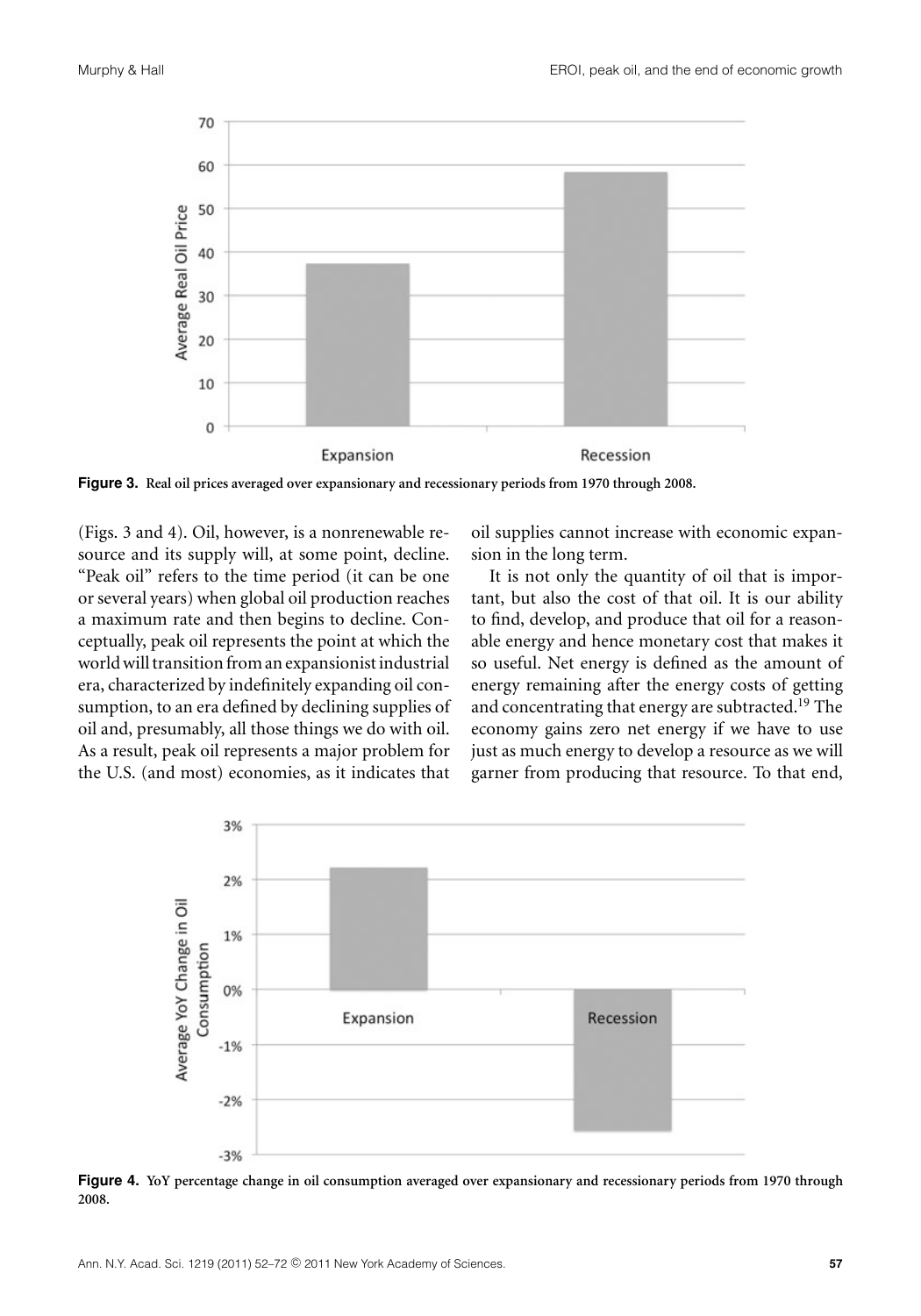**Figure 3.** Real oil prices averaged over expansionary and recessionary periods from 1970 through 2008.

(Figs. 3 and 4). Oil, however, is a nonrenewable resource and its supply will, at some point, decline. "Peak oil" refers to the time period (it can be one or several years) when global oil production reaches a maximum rate and then begins to decline. Conceptually, peak oil represents the point at which the world will transition from an expansionist industrial era, characterized by indefinitely expanding oil consumption, to an era defined by declining supplies of oil and, presumably, all those things we do with oil. As a result, peak oil represents a major problem for the U.S. (and most) economies, as it indicates that oil supplies cannot increase with economic expansion in the long term.

It is not only the quantity of oil that is important, but also the cost of that oil. It is our ability to find, develop, and produce that oil for a reasonable energy and hence monetary cost that makes it so useful. Net energy is defined as the amount of energy remaining after the energy costs of getting and concentrating that energy are subtracted.[19] The economy gains zero net energy if we have to use just as much energy to develop a resource as we will garner from producing that resource. To that end,

**Figure 4.** YoY percentage change in oil consumption averaged over expansionary and recessionary periods from 1970 through 2008.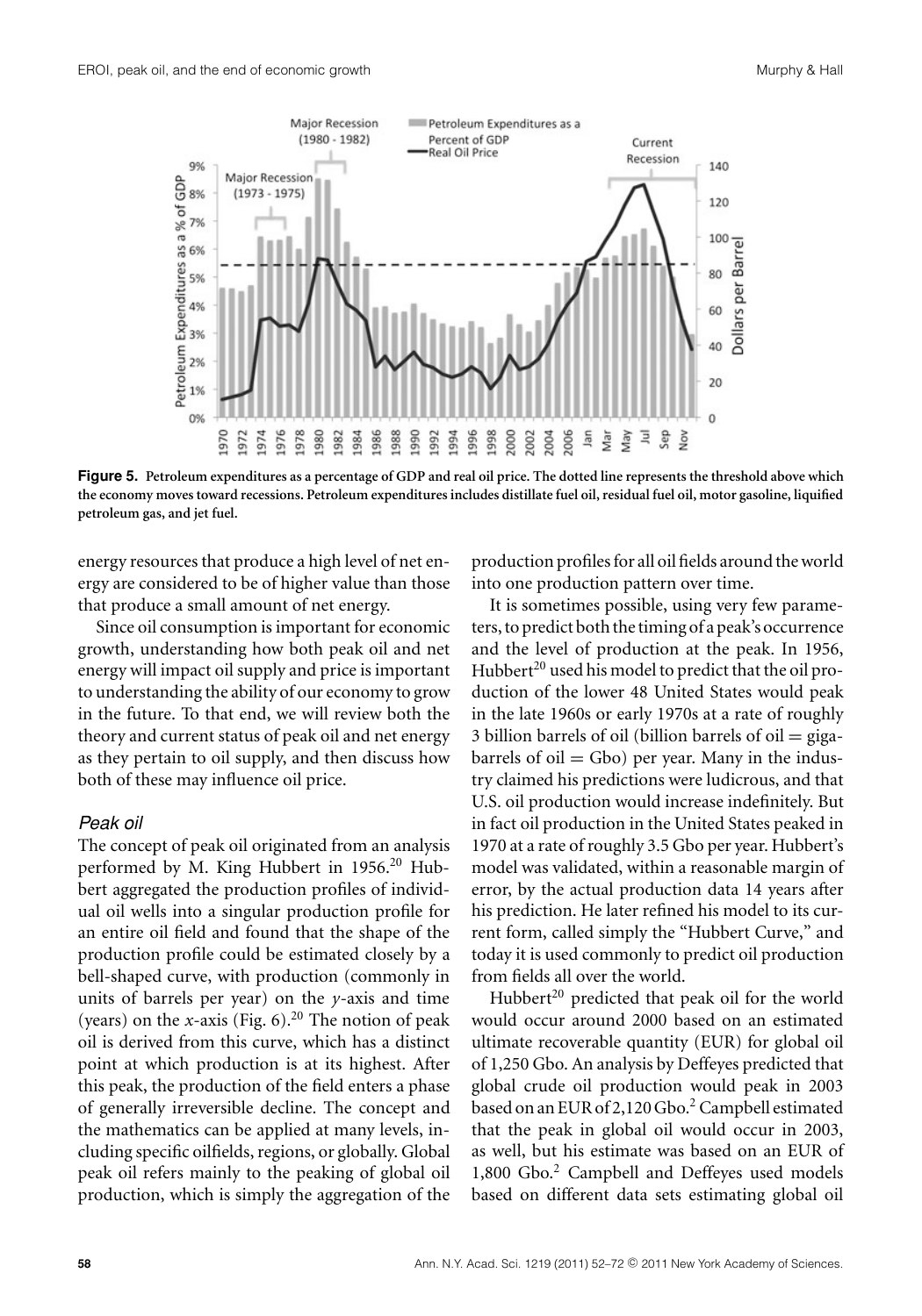Major Recession (1980 - 1982)

Petroleum Expenditures as a Percent of GDP

Real Oil Price

Current Recession

Major Recession (1973 - 1975)

Petroleum Expenditures as a % of GDP

9%
8%
7%
6%
5%
4%
3%
2%
1%
0%

Dollars per Barrel

140
120
100
80
60
40
20
0

1970 1972 1974 1976 1978 1980 1982 1984 1986 1988 1990 1992 1994 1996 1998 2000 2002 2004 2006 Jan Mar May Jul Sep Nov

**Figure 5.** **Petroleum expenditures as a percentage of GDP and real oil price. The dotted line represents the threshold above which the economy moves toward recessions. Petroleum expenditures includes distillate fuel oil, residual fuel oil, motor gasoline, liquified petroleum gas, and jet fuel.**

energy resources that produce a high level of net energy are considered to be of higher value than those that produce a small amount of net energy.

Since oil consumption is important for economic growth, understanding how both peak oil and net energy will impact oil supply and price is important to understanding the ability of our economy to grow in the future. To that end, we will review both the theory and current status of peak oil and net energy as they pertain to oil supply, and then discuss how both of these may influence oil price.

### *Peak oil*

The concept of peak oil originated from an analysis performed by M. King Hubbert in 1956.[20] Hubbert aggregated the production profiles of individual oil wells into a singular production profile for an entire oil field and found that the shape of the production profile could be estimated closely by a bell-shaped curve, with production (commonly in units of barrels per year) on the *y*-axis and time (years) on the *x*-axis (Fig. 6).[20] The notion of peak oil is derived from this curve, which has a distinct point at which production is at its highest. After this peak, the production of the field enters a phase of generally irreversible decline. The concept and the mathematics can be applied at many levels, including specific oilfields, regions, or globally. Global peak oil refers mainly to the peaking of global oil production, which is simply the aggregation of the production profiles for all oil fields around the world into one production pattern over time.

It is sometimes possible, using very few parameters, to predict both the timing of a peak's occurrence and the level of production at the peak. In 1956, Hubbert[20] used his model to predict that the oil production of the lower 48 United States would peak in the late 1960s or early 1970s at a rate of roughly 3 billion barrels of oil (billion barrels of oil = gigabarrels of oil = Gbo) per year. Many in the industry claimed his predictions were ludicrous, and that U.S. oil production would increase indefinitely. But in fact oil production in the United States peaked in 1970 at a rate of roughly 3.5 Gbo per year. Hubbert's model was validated, within a reasonable margin of error, by the actual production data 14 years after his prediction. He later refined his model to its current form, called simply the "Hubbert Curve," and today it is used commonly to predict oil production from fields all over the world.

Hubbert[20] predicted that peak oil for the world would occur around 2000 based on an estimated ultimate recoverable quantity (EUR) for global oil of 1,250 Gbo. An analysis by Deffeyes predicted that global crude oil production would peak in 2003 based on an EUR of 2,120 Gbo.[2] Campbell estimated that the peak in global oil would occur in 2003, as well, but his estimate was based on an EUR of 1,800 Gbo.[2] Campbell and Deffeyes used models based on different data sets estimating global oil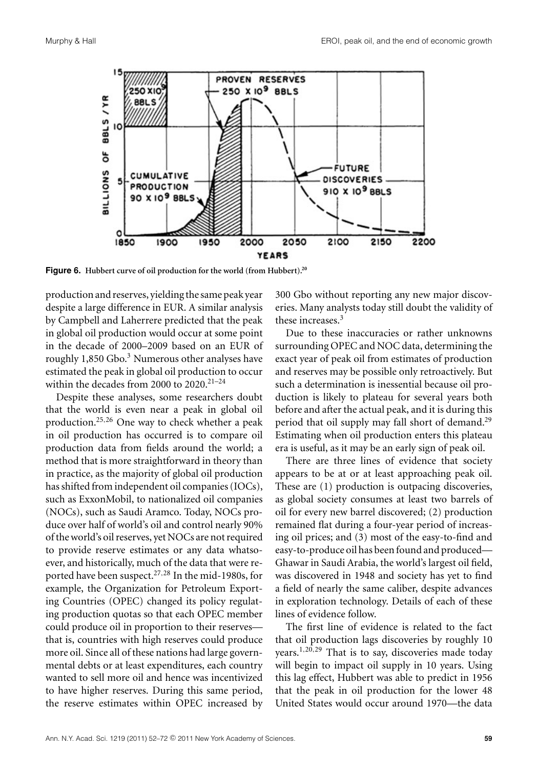**Figure 6.** Hubbert curve of oil production for the world (from Hubbert).[20]

production and reserves, yielding the same peak year despite a large difference in EUR. A similar analysis by Campbell and Laherrere predicted that the peak in global oil production would occur at some point in the decade of 2000–2009 based on an EUR of roughly 1,850 Gbo.[3] Numerous other analyses have estimated the peak in global oil production to occur within the decades from 2000 to 2020.[21–24]

Despite these analyses, some researchers doubt that the world is even near a peak in global oil production.[25,26] One way to check whether a peak in oil production has occurred is to compare oil production data from fields around the world; a method that is more straightforward in theory than in practice, as the majority of global oil production has shifted from independent oil companies (IOCs), such as ExxonMobil, to nationalized oil companies (NOCs), such as Saudi Aramco. Today, NOCs produce over half of world's oil and control nearly 90% of the world's oil reserves, yet NOCs are not required to provide reserve estimates or any data whatsoever, and historically, much of the data that were reported have been suspect.[27,28] In the mid-1980s, for example, the Organization for Petroleum Exporting Countries (OPEC) changed its policy regulating production quotas so that each OPEC member could produce oil in proportion to their reserves—that is, countries with high reserves could produce more oil. Since all of these nations had large governmental debts or at least expenditures, each country wanted to sell more oil and hence was incentivized to have higher reserves. During this same period, the reserve estimates within OPEC increased by 300 Gbo without reporting any new major discoveries. Many analysts today still doubt the validity of these increases.[3]

Due to these inaccuracies or rather unknowns surrounding OPEC and NOC data, determining the exact year of peak oil from estimates of production and reserves may be possible only retroactively. But such a determination is inessential because oil production is likely to plateau for several years both before and after the actual peak, and it is during this period that oil supply may fall short of demand.[29] Estimating when oil production enters this plateau era is useful, as it may be an early sign of peak oil.

There are three lines of evidence that society appears to be at or at least approaching peak oil. These are (1) production is outpacing discoveries, as global society consumes at least two barrels of oil for every new barrel discovered; (2) production remained flat during a four-year period of increasing oil prices; and (3) most of the easy-to-find and easy-to-produce oil has been found and produced—Ghawar in Saudi Arabia, the world's largest oil field, was discovered in 1948 and society has yet to find a field of nearly the same caliber, despite advances in exploration technology. Details of each of these lines of evidence follow.

The first line of evidence is related to the fact that oil production lags discoveries by roughly 10 years.[1,20,29] That is to say, discoveries made today will begin to impact oil supply in 10 years. Using this lag effect, Hubbert was able to predict in 1956 that the peak in oil production for the lower 48 United States would occur around 1970—the data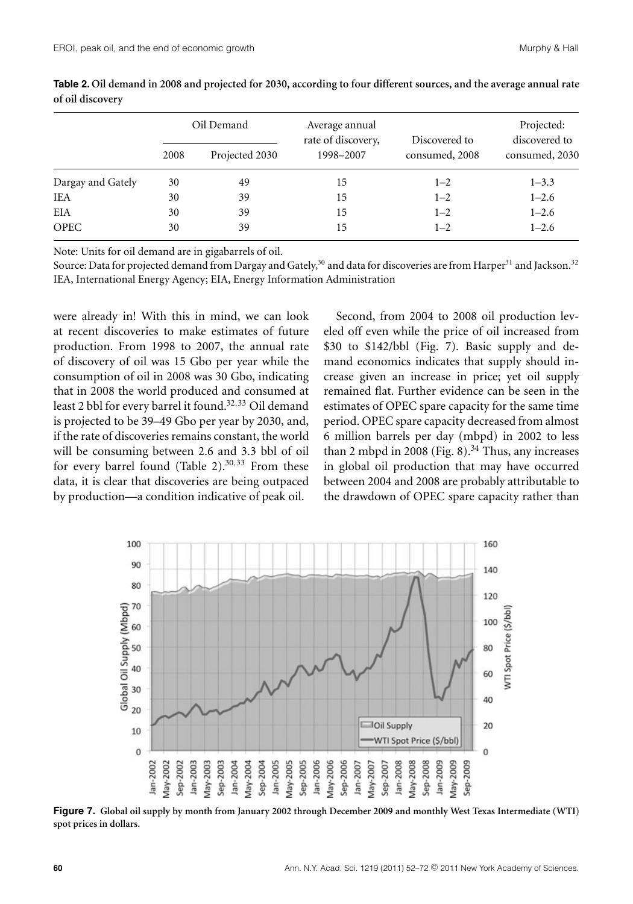**Table 2. Oil demand in 2008 and projected for 2030, according to four different sources, and the average annual rate of oil discovery**

| | Oil Demand | | Average annual rate of discovery, 1998–2007 | Discovered to consumed, 2008 | Projected: discovered to consumed, 2030 |
|---|---|---|---|---|---|
| | 2008 | Projected 2030 | | | |
| Dargay and Gately | 30 | 49 | 15 | 1–2 | 1–3.3 |
| IEA | 30 | 39 | 15 | 1–2 | 1–2.6 |
| EIA | 30 | 39 | 15 | 1–2 | 1–2.6 |
| OPEC | 30 | 39 | 15 | 1–2 | 1–2.6 |

Note: Units for oil demand are in gigabarrels of oil.

Source: Data for projected demand from Dargay and Gately,[30] and data for discoveries are from Harper[31] and Jackson.[32]
IEA, International Energy Agency; EIA, Energy Information Administration

were already in! With this in mind, we can look at recent discoveries to make estimates of future production. From 1998 to 2007, the annual rate of discovery of oil was 15 Gbo per year while the consumption of oil in 2008 was 30 Gbo, indicating that in 2008 the world produced and consumed at least 2 bbl for every barrel it found.[32,33] Oil demand is projected to be 39–49 Gbo per year by 2030, and, if the rate of discoveries remains constant, the world will be consuming between 2.6 and 3.3 bbl of oil for every barrel found (Table 2).[30,33] From these data, it is clear that discoveries are being outpaced by production—a condition indicative of peak oil.

Second, from 2004 to 2008 oil production leveled off even while the price of oil increased from \$30 to \$142/bbl (Fig. 7). Basic supply and demand economics indicates that supply should increase given an increase in price; yet oil supply remained flat. Further evidence can be seen in the estimates of OPEC spare capacity for the same time period. OPEC spare capacity decreased from almost 6 million barrels per day (mbpd) in 2002 to less than 2 mbpd in 2008 (Fig. 8).[34] Thus, any increases in global oil production that may have occurred between 2004 and 2008 are probably attributable to the drawdown of OPEC spare capacity rather than

**Figure 7.** Global oil supply by month from January 2002 through December 2009 and monthly West Texas Intermediate (WTI) spot prices in dollars.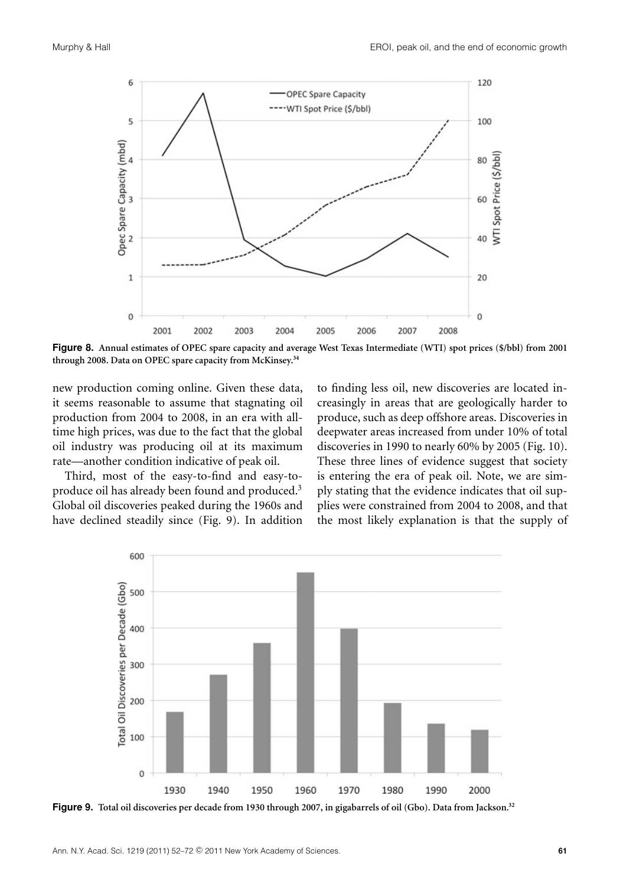**Figure 8.** Annual estimates of OPEC spare capacity and average West Texas Intermediate (WTI) spot prices ($/bbl) from 2001 through 2008. Data on OPEC spare capacity from McKinsey.[34]

new production coming online. Given these data, it seems reasonable to assume that stagnating oil production from 2004 to 2008, in an era with all-time high prices, was due to the fact that the global oil industry was producing oil at its maximum rate—another condition indicative of peak oil.

Third, most of the easy-to-find and easy-to-produce oil has already been found and produced.[3] Global oil discoveries peaked during the 1960s and have declined steadily since (Fig. 9). In addition to finding less oil, new discoveries are located increasingly in areas that are geologically harder to produce, such as deep offshore areas. Discoveries in deepwater areas increased from under 10% of total discoveries in 1990 to nearly 60% by 2005 (Fig. 10). These three lines of evidence suggest that society is entering the era of peak oil. Note, we are simply stating that the evidence indicates that oil supplies were constrained from 2004 to 2008, and that the most likely explanation is that the supply of

**Figure 9.** Total oil discoveries per decade from 1930 through 2007, in gigabarrels of oil (Gbo). Data from Jackson.[32]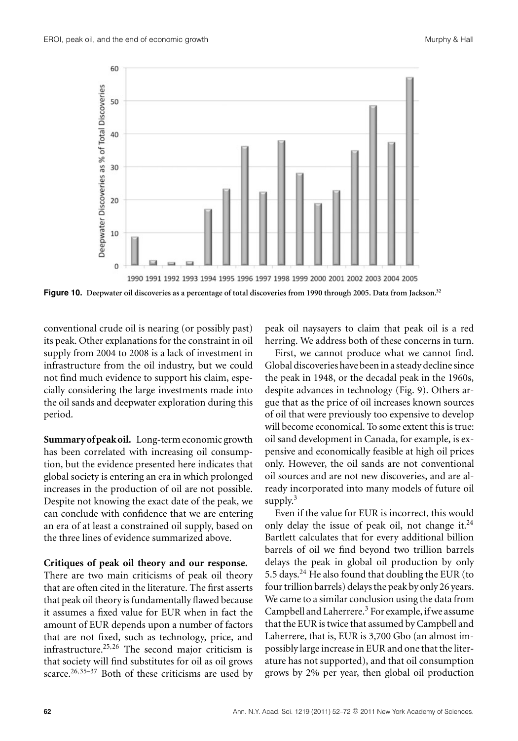**Figure 10.** Deepwater oil discoveries as a percentage of total discoveries from 1990 through 2005. Data from Jackson.[32]

conventional crude oil is nearing (or possibly past) its peak. Other explanations for the constraint in oil supply from 2004 to 2008 is a lack of investment in infrastructure from the oil industry, but we could not find much evidence to support his claim, especially considering the large investments made into the oil sands and deepwater exploration during this period.

**Summary of peak oil.** Long-term economic growth has been correlated with increasing oil consumption, but the evidence presented here indicates that global society is entering an era in which prolonged increases in the production of oil are not possible. Despite not knowing the exact date of the peak, we can conclude with confidence that we are entering an era of at least a constrained oil supply, based on the three lines of evidence summarized above.

**Critiques of peak oil theory and our response.**
There are two main criticisms of peak oil theory that are often cited in the literature. The first asserts that peak oil theory is fundamentally flawed because it assumes a fixed value for EUR when in fact the amount of EUR depends upon a number of factors that are not fixed, such as technology, price, and infrastructure.[25,26] The second major criticism is that society will find substitutes for oil as oil grows scarce.[26,35–37] Both of these criticisms are used by peak oil naysayers to claim that peak oil is a red herring. We address both of these concerns in turn.

First, we cannot produce what we cannot find. Global discoveries have been in a steady decline since the peak in 1948, or the decadal peak in the 1960s, despite advances in technology (Fig. 9). Others argue that as the price of oil increases known sources of oil that were previously too expensive to develop will become economical. To some extent this is true: oil sand development in Canada, for example, is expensive and economically feasible at high oil prices only. However, the oil sands are not conventional oil sources and are not new discoveries, and are already incorporated into many models of future oil supply.[3]

Even if the value for EUR is incorrect, this would only delay the issue of peak oil, not change it.[24] Bartlett calculates that for every additional billion barrels of oil we find beyond two trillion barrels delays the peak in global oil production by only 5.5 days.[24] He also found that doubling the EUR (to four trillion barrels) delays the peak by only 26 years. We came to a similar conclusion using the data from Campbell and Laherrere.[3] For example, if we assume that the EUR is twice that assumed by Campbell and Laherrere, that is, EUR is 3,700 Gbo (an almost impossibly large increase in EUR and one that the literature has not supported), and that oil consumption grows by 2% per year, then global oil production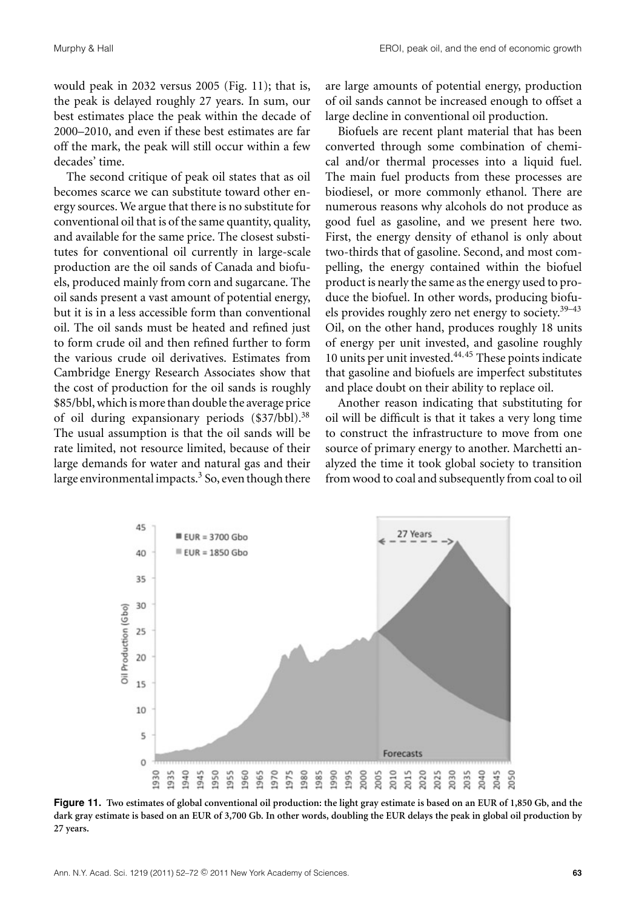would peak in 2032 versus 2005 (Fig. 11); that is, the peak is delayed roughly 27 years. In sum, our best estimates place the peak within the decade of 2000–2010, and even if these best estimates are far off the mark, the peak will still occur within a few decades' time.

The second critique of peak oil states that as oil becomes scarce we can substitute toward other energy sources. We argue that there is no substitute for conventional oil that is of the same quantity, quality, and available for the same price. The closest substitutes for conventional oil currently in large-scale production are the oil sands of Canada and biofuels, produced mainly from corn and sugarcane. The oil sands present a vast amount of potential energy, but it is in a less accessible form than conventional oil. The oil sands must be heated and refined just to form crude oil and then refined further to form the various crude oil derivatives. Estimates from Cambridge Energy Research Associates show that the cost of production for the oil sands is roughly \$85/bbl, which is more than double the average price of oil during expansionary periods (\$37/bbl).[38] The usual assumption is that the oil sands will be rate limited, not resource limited, because of their large demands for water and natural gas and their large environmental impacts.[3] So, even though there are large amounts of potential energy, production of oil sands cannot be increased enough to offset a large decline in conventional oil production.

Biofuels are recent plant material that has been converted through some combination of chemical and/or thermal processes into a liquid fuel. The main fuel products from these processes are biodiesel, or more commonly ethanol. There are numerous reasons why alcohols do not produce as good fuel as gasoline, and we present here two. First, the energy density of ethanol is only about two-thirds that of gasoline. Second, and most compelling, the energy contained within the biofuel product is nearly the same as the energy used to produce the biofuel. In other words, producing biofuels provides roughly zero net energy to society.[39–43] Oil, on the other hand, produces roughly 18 units of energy per unit invested, and gasoline roughly 10 units per unit invested.[44,45] These points indicate that gasoline and biofuels are imperfect substitutes and place doubt on their ability to replace oil.

Another reason indicating that substituting for oil will be difficult is that it takes a very long time to construct the infrastructure to move from one source of primary energy to another. Marchetti analyzed the time it took global society to transition from wood to coal and subsequently from coal to oil

**Figure 11.** Two estimates of global conventional oil production: the light gray estimate is based on an EUR of 1,850 Gb, and the dark gray estimate is based on an EUR of 3,700 Gb. In other words, doubling the EUR delays the peak in global oil production by 27 years.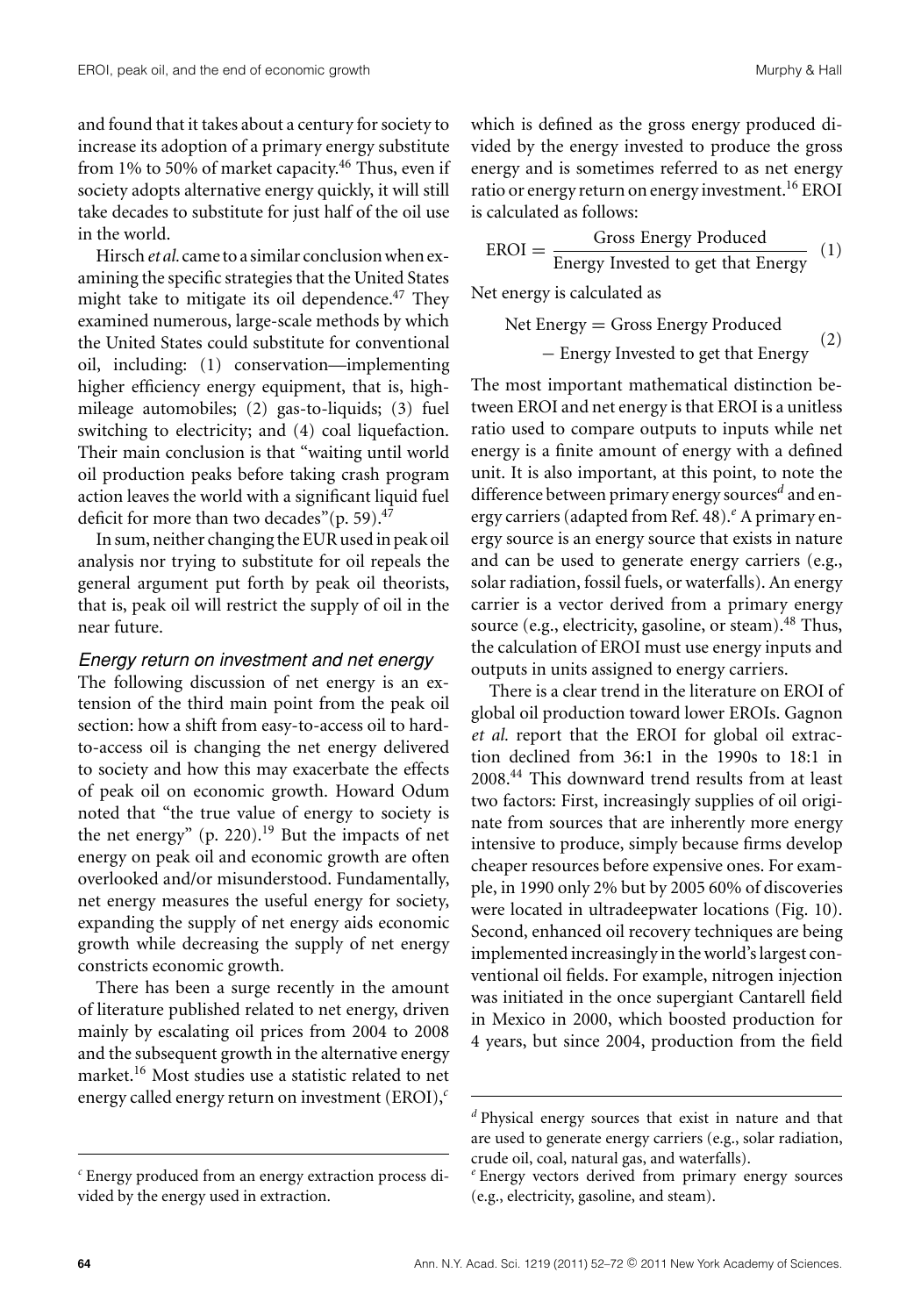and found that it takes about a century for society to increase its adoption of a primary energy substitute from 1% to 50% of market capacity.[46] Thus, even if society adopts alternative energy quickly, it will still take decades to substitute for just half of the oil use in the world.

Hirsch *et al.* came to a similar conclusion when examining the specific strategies that the United States might take to mitigate its oil dependence.[47] They examined numerous, large-scale methods by which the United States could substitute for conventional oil, including: (1) conservation—implementing higher efficiency energy equipment, that is, high-mileage automobiles; (2) gas-to-liquids; (3) fuel switching to electricity; and (4) coal liquefaction. Their main conclusion is that "waiting until world oil production peaks before taking crash program action leaves the world with a significant liquid fuel deficit for more than two decades"(p. 59).[47]

In sum, neither changing the EUR used in peak oil analysis nor trying to substitute for oil repeals the general argument put forth by peak oil theorists, that is, peak oil will restrict the supply of oil in the near future.

### *Energy return on investment and net energy*

The following discussion of net energy is an extension of the third main point from the peak oil section: how a shift from easy-to-access oil to hard-to-access oil is changing the net energy delivered to society and how this may exacerbate the effects of peak oil on economic growth. Howard Odum noted that "the true value of energy to society is the net energy" (p. 220).[19] But the impacts of net energy on peak oil and economic growth are often overlooked and/or misunderstood. Fundamentally, net energy measures the useful energy for society, expanding the supply of net energy aids economic growth while decreasing the supply of net energy constricts economic growth.

There has been a surge recently in the amount of literature published related to net energy, driven mainly by escalating oil prices from 2004 to 2008 and the subsequent growth in the alternative energy market.[16] Most studies use a statistic related to net energy called energy return on investment (EROI),[c] which is defined as the gross energy produced divided by the energy invested to produce the gross energy and is sometimes referred to as net energy ratio or energy return on energy investment.[16] EROI is calculated as follows:

$$\text{EROI} = \frac{\text{Gross Energy Produced}}{\text{Energy Invested to get that Energy}} \quad (1)$$

Net energy is calculated as

$$\text{Net Energy} = \text{Gross Energy Produced} - \text{Energy Invested to get that Energy} \quad (2)$$

The most important mathematical distinction between EROI and net energy is that EROI is a unitless ratio used to compare outputs to inputs while net energy is a finite amount of energy with a defined unit. It is also important, at this point, to note the difference between primary energy sources[d] and energy carriers (adapted from Ref. 48).[e] A primary energy source is an energy source that exists in nature and can be used to generate energy carriers (e.g., solar radiation, fossil fuels, or waterfalls). An energy carrier is a vector derived from a primary energy source (e.g., electricity, gasoline, or steam).[48] Thus, the calculation of EROI must use energy inputs and outputs in units assigned to energy carriers.

There is a clear trend in the literature on EROI of global oil production toward lower EROIs. Gagnon *et al.* report that the EROI for global oil extraction declined from 36:1 in the 1990s to 18:1 in 2008.[44] This downward trend results from at least two factors: First, increasingly supplies of oil originate from sources that are inherently more energy intensive to produce, simply because firms develop cheaper resources before expensive ones. For example, in 1990 only 2% but by 2005 60% of discoveries were located in ultradeepwater locations (Fig. 10). Second, enhanced oil recovery techniques are being implemented increasingly in the world's largest conventional oil fields. For example, nitrogen injection was initiated in the once supergiant Cantarell field in Mexico in 2000, which boosted production for 4 years, but since 2004, production from the field

---

[c] Energy produced from an energy extraction process divided by the energy used in extraction.

[d] Physical energy sources that exist in nature and that are used to generate energy carriers (e.g., solar radiation, crude oil, coal, natural gas, and waterfalls).

[e] Energy vectors derived from primary energy sources (e.g., electricity, gasoline, and steam).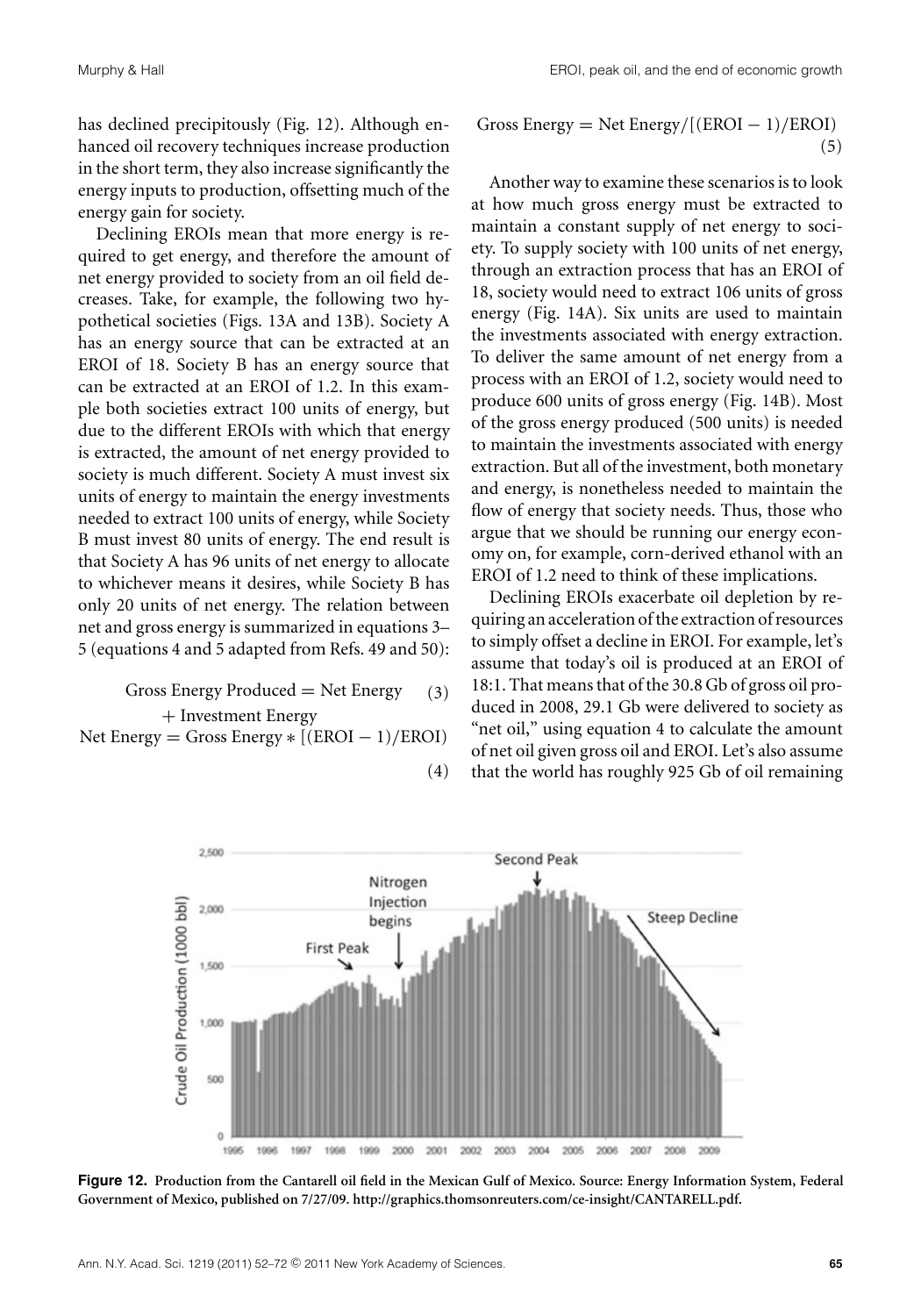has declined precipitously (Fig. 12). Although enhanced oil recovery techniques increase production in the short term, they also increase significantly the energy inputs to production, offsetting much of the energy gain for society.

Declining EROIs mean that more energy is required to get energy, and therefore the amount of net energy provided to society from an oil field decreases. Take, for example, the following two hypothetical societies (Figs. 13A and 13B). Society A has an energy source that can be extracted at an EROI of 18. Society B has an energy source that can be extracted at an EROI of 1.2. In this example both societies extract 100 units of energy, but due to the different EROIs with which that energy is extracted, the amount of net energy provided to society is much different. Society A must invest six units of energy to maintain the energy investments needed to extract 100 units of energy, while Society B must invest 80 units of energy. The end result is that Society A has 96 units of net energy to allocate to whichever means it desires, while Society B has only 20 units of net energy. The relation between net and gross energy is summarized in equations 3–5 (equations 4 and 5 adapted from Refs. 49 and 50):

$$\text{Gross Energy Produced} = \text{Net Energy} + \text{Investment Energy} \quad (3)$$

$$\text{Net Energy} = \text{Gross Energy} * [(\text{EROI} - 1)/\text{EROI}] \quad (4)$$

$$\text{Gross Energy} = \text{Net Energy}/[(\text{EROI} - 1)/\text{EROI}] \quad (5)$$

Another way to examine these scenarios is to look at how much gross energy must be extracted to maintain a constant supply of net energy to society. To supply society with 100 units of net energy, through an extraction process that has an EROI of 18, society would need to extract 106 units of gross energy (Fig. 14A). Six units are used to maintain the investments associated with energy extraction. To deliver the same amount of net energy from a process with an EROI of 1.2, society would need to produce 600 units of gross energy (Fig. 14B). Most of the gross energy produced (500 units) is needed to maintain the investments associated with energy extraction. But all of the investment, both monetary and energy, is nonetheless needed to maintain the flow of energy that society needs. Thus, those who argue that we should be running our energy economy on, for example, corn-derived ethanol with an EROI of 1.2 need to think of these implications.

Declining EROIs exacerbate oil depletion by requiring an acceleration of the extraction of resources to simply offset a decline in EROI. For example, let's assume that today's oil is produced at an EROI of 18:1. That means that of the 30.8 Gb of gross oil produced in 2008, 29.1 Gb were delivered to society as "net oil," using equation 4 to calculate the amount of net oil given gross oil and EROI. Let's also assume that the world has roughly 925 Gb of oil remaining

**Figure 12.** Production from the Cantarell oil field in the Mexican Gulf of Mexico. Source: Energy Information System, Federal Government of Mexico, published on 7/27/09. http://graphics.thomsonreuters.com/ce-insight/CANTARELL.pdf.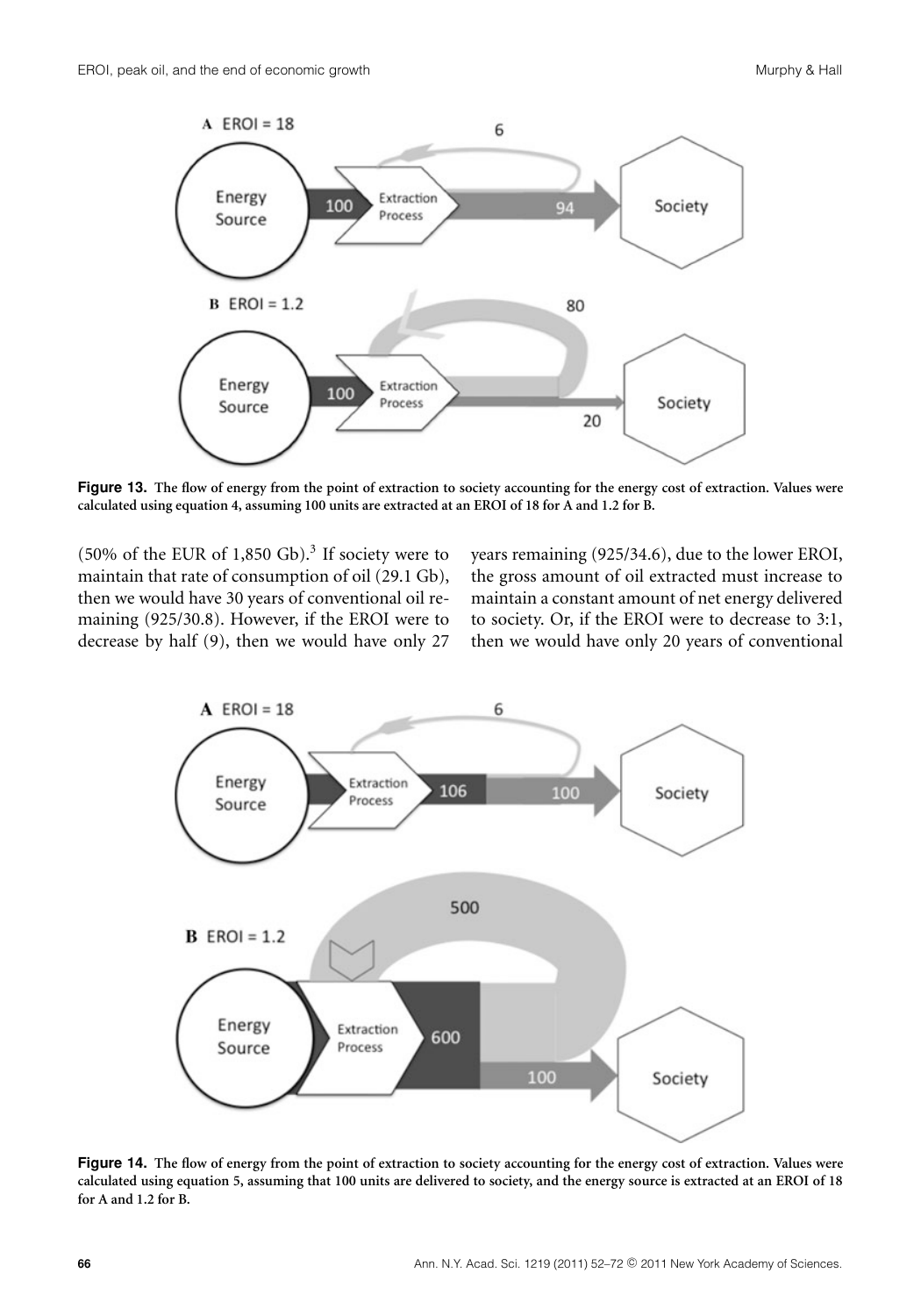**Figure 13.** The flow of energy from the point of extraction to society accounting for the energy cost of extraction. Values were calculated using equation 4, assuming 100 units are extracted at an EROI of 18 for A and 1.2 for B.

(50% of the EUR of 1,850 Gb).[3] If society were to maintain that rate of consumption of oil (29.1 Gb), then we would have 30 years of conventional oil remaining (925/30.8). However, if the EROI were to decrease by half (9), then we would have only 27 years remaining (925/34.6), due to the lower EROI, the gross amount of oil extracted must increase to maintain a constant amount of net energy delivered to society. Or, if the EROI were to decrease to 3:1, then we would have only 20 years of conventional

**Figure 14.** The flow of energy from the point of extraction to society accounting for the energy cost of extraction. Values were calculated using equation 5, assuming that 100 units are delivered to society, and the energy source is extracted at an EROI of 18 for A and 1.2 for B.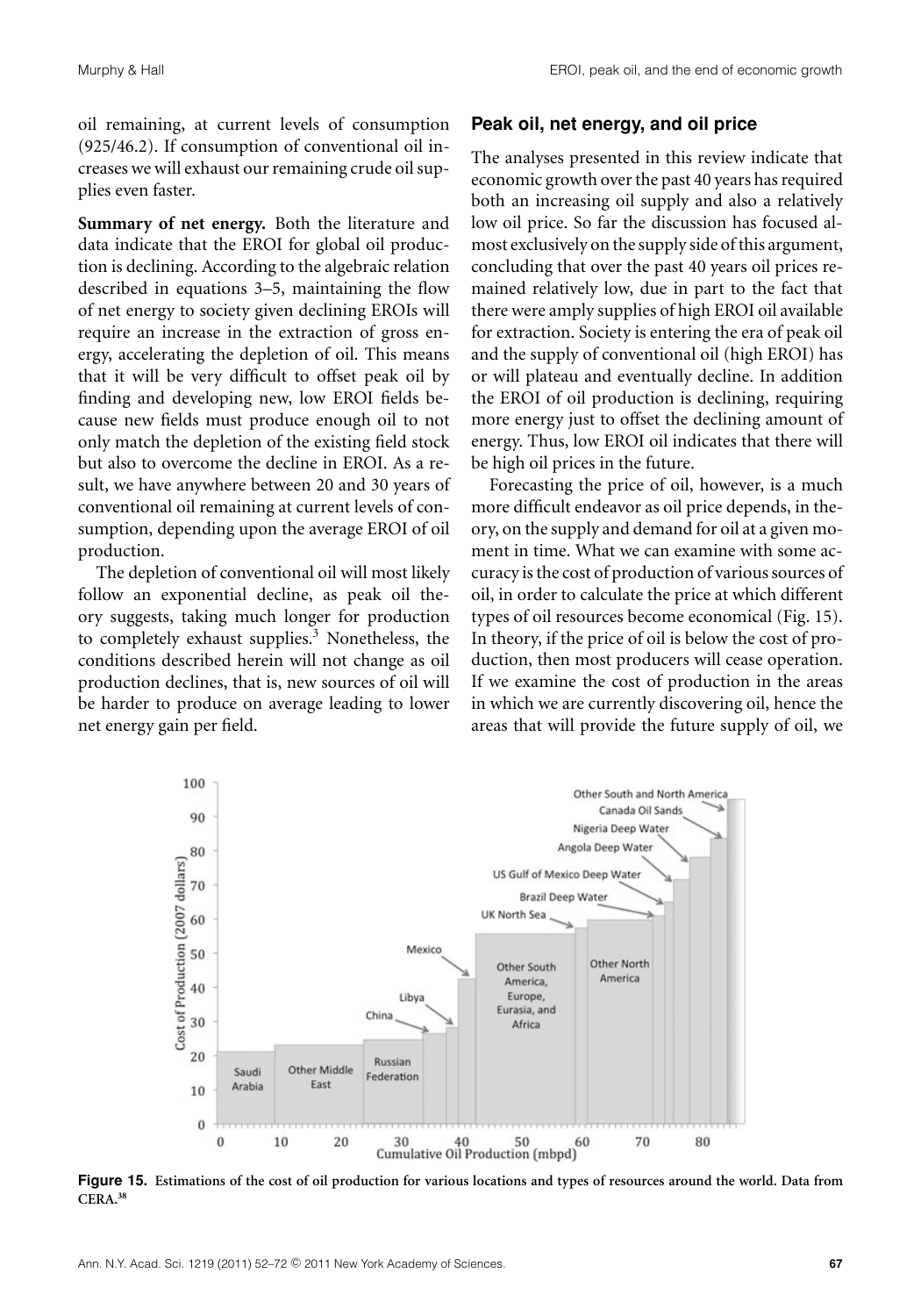oil remaining, at current levels of consumption (925/46.2). If consumption of conventional oil increases we will exhaust our remaining crude oil supplies even faster.

**Summary of net energy.** Both the literature and data indicate that the EROI for global oil production is declining. According to the algebraic relation described in equations 3–5, maintaining the flow of net energy to society given declining EROIs will require an increase in the extraction of gross energy, accelerating the depletion of oil. This means that it will be very difficult to offset peak oil by finding and developing new, low EROI fields because new fields must produce enough oil to not only match the depletion of the existing field stock but also to overcome the decline in EROI. As a result, we have anywhere between 20 and 30 years of conventional oil remaining at current levels of consumption, depending upon the average EROI of oil production.

The depletion of conventional oil will most likely follow an exponential decline, as peak oil theory suggests, taking much longer for production to completely exhaust supplies.[3] Nonetheless, the conditions described herein will not change as oil production declines, that is, new sources of oil will be harder to produce on average leading to lower net energy gain per field.

## Peak oil, net energy, and oil price

The analyses presented in this review indicate that economic growth over the past 40 years has required both an increasing oil supply and also a relatively low oil price. So far the discussion has focused almost exclusively on the supply side of this argument, concluding that over the past 40 years oil prices remained relatively low, due in part to the fact that there were amply supplies of high EROI oil available for extraction. Society is entering the era of peak oil and the supply of conventional oil (high EROI) has or will plateau and eventually decline. In addition the EROI of oil production is declining, requiring more energy just to offset the declining amount of energy. Thus, low EROI oil indicates that there will be high oil prices in the future.

Forecasting the price of oil, however, is a much more difficult endeavor as oil price depends, in theory, on the supply and demand for oil at a given moment in time. What we can examine with some accuracy is the cost of production of various sources of oil, in order to calculate the price at which different types of oil resources become economical (Fig. 15). In theory, if the price of oil is below the cost of production, then most producers will cease operation. If we examine the cost of production in the areas in which we are currently discovering oil, hence the areas that will provide the future supply of oil, we

Cost of Production (2007 dollars)
0 10 20 30 40 50 60 70 80 90 100
Cumulative Oil Production (mbpd)
0 10 20 30 40 50 60 70 80
Saudi Arabia
Other Middle East
Russian Federation
China
Libya
Mexico
Other South America, Europe, Eurasia, and Africa
UK North Sea
Other North America
Brazil Deep Water
US Gulf of Mexico Deep Water
Angola Deep Water
Nigeria Deep Water
Canada Oil Sands
Other South and North America

**Figure 15.** Estimations of the cost of oil production for various locations and types of resources around the world. Data from CERA.[38]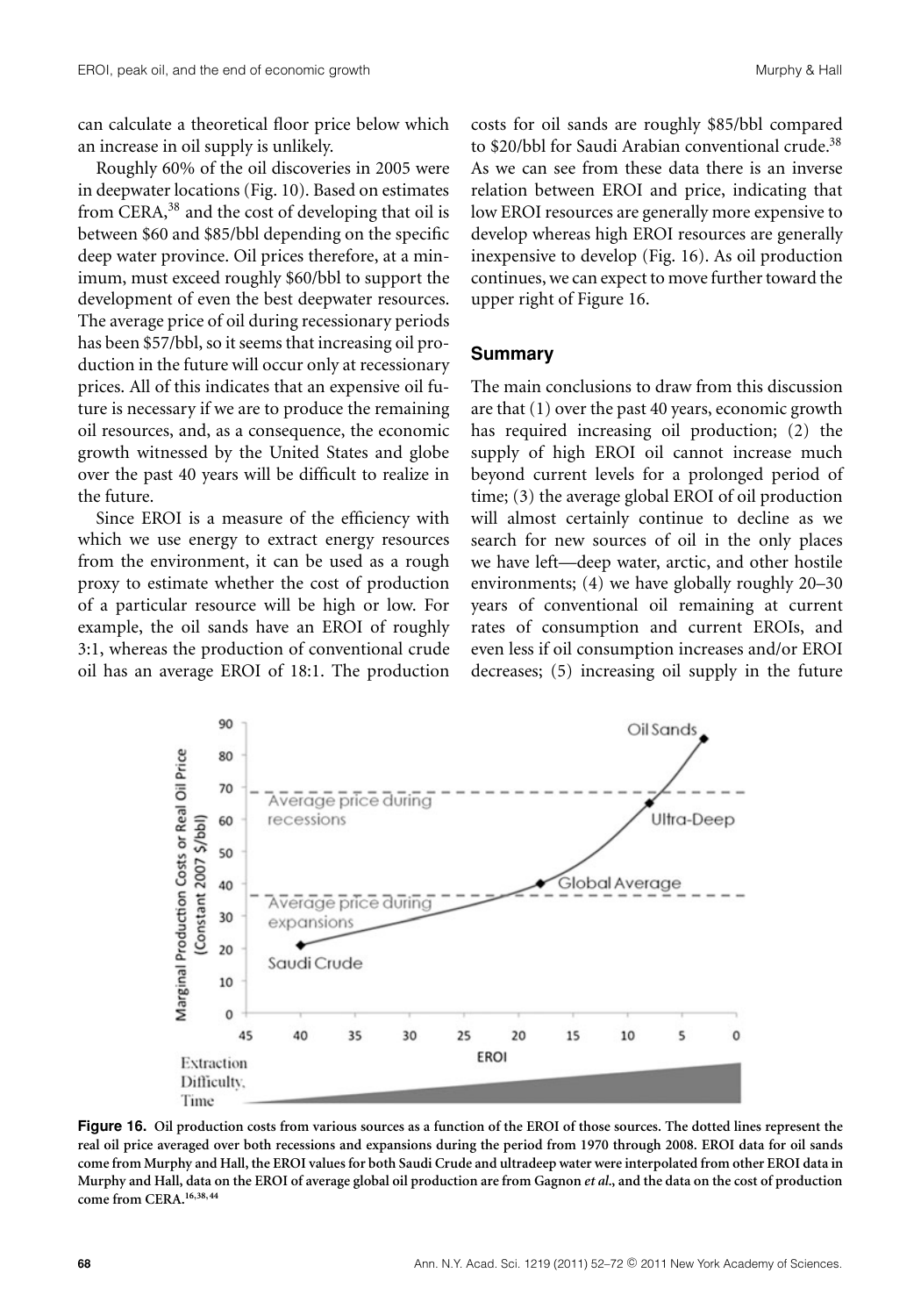can calculate a theoretical floor price below which an increase in oil supply is unlikely.

Roughly 60% of the oil discoveries in 2005 were in deepwater locations (Fig. 10). Based on estimates from CERA,[38] and the cost of developing that oil is between \$60 and \$85/bbl depending on the specific deep water province. Oil prices therefore, at a minimum, must exceed roughly \$60/bbl to support the development of even the best deepwater resources. The average price of oil during recessionary periods has been \$57/bbl, so it seems that increasing oil production in the future will occur only at recessionary prices. All of this indicates that an expensive oil future is necessary if we are to produce the remaining oil resources, and, as a consequence, the economic growth witnessed by the United States and globe over the past 40 years will be difficult to realize in the future.

Since EROI is a measure of the efficiency with which we use energy to extract energy resources from the environment, it can be used as a rough proxy to estimate whether the cost of production of a particular resource will be high or low. For example, the oil sands have an EROI of roughly 3:1, whereas the production of conventional crude oil has an average EROI of 18:1. The production costs for oil sands are roughly \$85/bbl compared to \$20/bbl for Saudi Arabian conventional crude.[38] As we can see from these data there is an inverse relation between EROI and price, indicating that low EROI resources are generally more expensive to develop whereas high EROI resources are generally inexpensive to develop (Fig. 16). As oil production continues, we can expect to move further toward the upper right of Figure 16.

## Summary

The main conclusions to draw from this discussion are that (1) over the past 40 years, economic growth has required increasing oil production; (2) the supply of high EROI oil cannot increase much beyond current levels for a prolonged period of time; (3) the average global EROI of oil production will almost certainly continue to decline as we search for new sources of oil in the only places we have left—deep water, arctic, and other hostile environments; (4) we have globally roughly 20–30 years of conventional oil remaining at current rates of consumption and current EROIs, and even less if oil consumption increases and/or EROI decreases; (5) increasing oil supply in the future

**Figure 16.** Oil production costs from various sources as a function of the EROI of those sources. The dotted lines represent the real oil price averaged over both recessions and expansions during the period from 1970 through 2008. EROI data for oil sands come from Murphy and Hall, the EROI values for both Saudi Crude and ultradeep water were interpolated from other EROI data in Murphy and Hall, data on the EROI of average global oil production are from Gagnon *et al.*, and the data on the cost of production come from CERA.[16,38,44]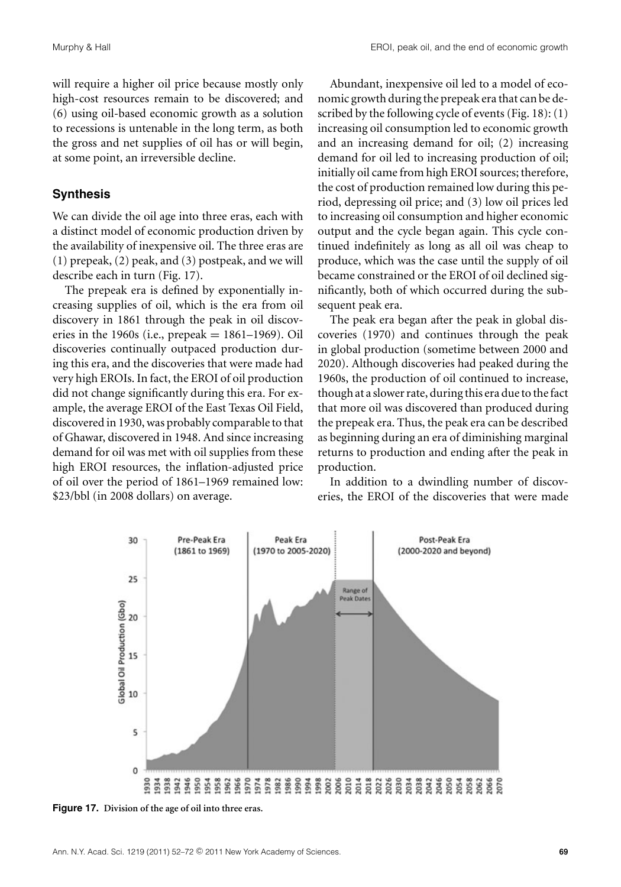will require a higher oil price because mostly only high-cost resources remain to be discovered; and (6) using oil-based economic growth as a solution to recessions is untenable in the long term, as both the gross and net supplies of oil has or will begin, at some point, an irreversible decline.

## Synthesis

We can divide the oil age into three eras, each with a distinct model of economic production driven by the availability of inexpensive oil. The three eras are (1) prepeak, (2) peak, and (3) postpeak, and we will describe each in turn (Fig. 17).

The prepeak era is defined by exponentially increasing supplies of oil, which is the era from oil discovery in 1861 through the peak in oil discoveries in the 1960s (i.e., prepeak = 1861–1969). Oil discoveries continually outpaced production during this era, and the discoveries that were made had very high EROIs. In fact, the EROI of oil production did not change significantly during this era. For example, the average EROI of the East Texas Oil Field, discovered in 1930, was probably comparable to that of Ghawar, discovered in 1948. And since increasing demand for oil was met with oil supplies from these high EROI resources, the inflation-adjusted price of oil over the period of 1861–1969 remained low: \$23/bbl (in 2008 dollars) on average.

Abundant, inexpensive oil led to a model of economic growth during the prepeak era that can be described by the following cycle of events (Fig. 18): (1) increasing oil consumption led to economic growth and an increasing demand for oil; (2) increasing demand for oil led to increasing production of oil; initially oil came from high EROI sources; therefore, the cost of production remained low during this period, depressing oil price; and (3) low oil prices led to increasing oil consumption and higher economic output and the cycle began again. This cycle continued indefinitely as long as all oil was cheap to produce, which was the case until the supply of oil became constrained or the EROI of oil declined significantly, both of which occurred during the subsequent peak era.

The peak era began after the peak in global discoveries (1970) and continues through the peak in global production (sometime between 2000 and 2020). Although discoveries had peaked during the 1960s, the production of oil continued to increase, though at a slower rate, during this era due to the fact that more oil was discovered than produced during the prepeak era. Thus, the peak era can be described as beginning during an era of diminishing marginal returns to production and ending after the peak in production.

In addition to a dwindling number of discoveries, the EROI of the discoveries that were made

**Figure 17.** Division of the age of oil into three eras.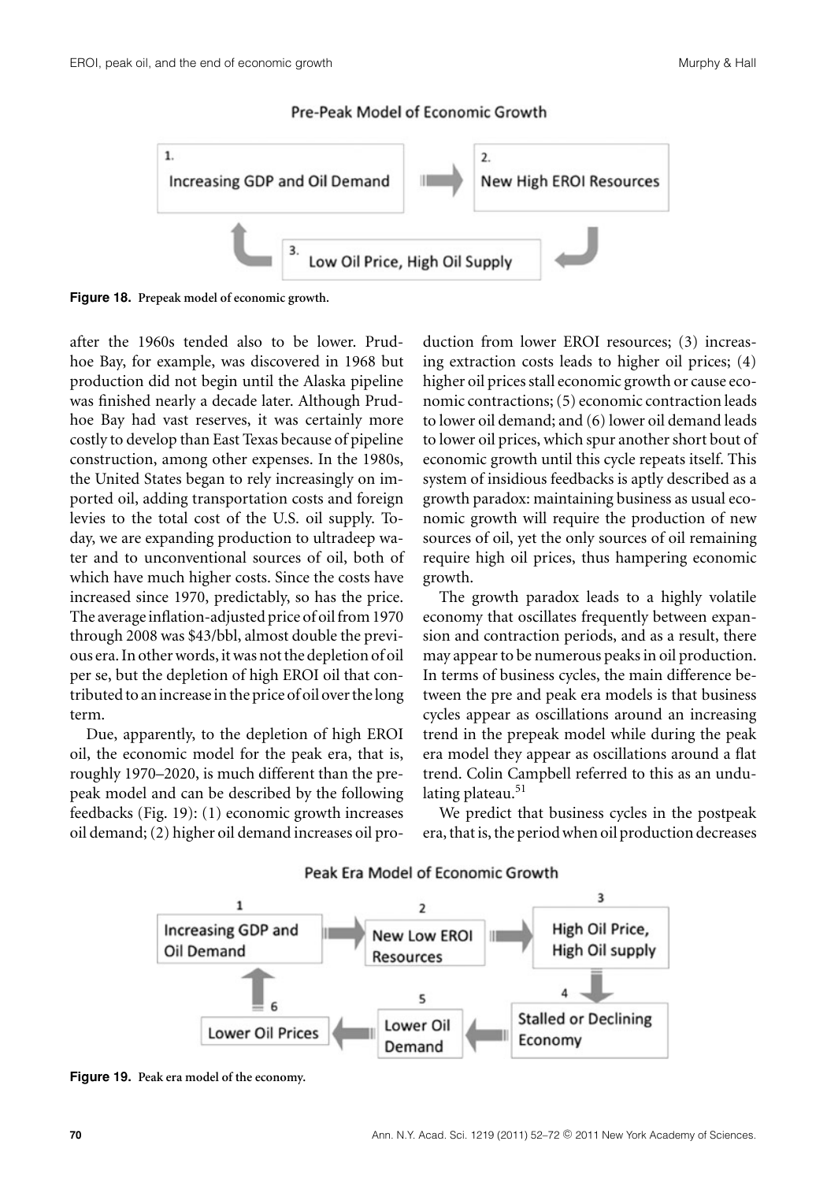Pre-Peak Model of Economic Growth

1. Increasing GDP and Oil Demand → 2. New High EROI Resources → 3. Low Oil Price, High Oil Supply → 1.

**Figure 18.** Prepeak model of economic growth.

after the 1960s tended also to be lower. Prudhoe Bay, for example, was discovered in 1968 but production did not begin until the Alaska pipeline was finished nearly a decade later. Although Prudhoe Bay had vast reserves, it was certainly more costly to develop than East Texas because of pipeline construction, among other expenses. In the 1980s, the United States began to rely increasingly on imported oil, adding transportation costs and foreign levies to the total cost of the U.S. oil supply. Today, we are expanding production to ultradeep water and to unconventional sources of oil, both of which have much higher costs. Since the costs have increased since 1970, predictably, so has the price. The average inflation-adjusted price of oil from 1970 through 2008 was $43/bbl, almost double the previous era. In other words, it was not the depletion of oil per se, but the depletion of high EROI oil that contributed to an increase in the price of oil over the long term.

Due, apparently, to the depletion of high EROI oil, the economic model for the peak era, that is, roughly 1970–2020, is much different than the prepeak model and can be described by the following feedbacks (Fig. 19): (1) economic growth increases oil demand; (2) higher oil demand increases oil production from lower EROI resources; (3) increasing extraction costs leads to higher oil prices; (4) higher oil prices stall economic growth or cause economic contractions; (5) economic contraction leads to lower oil demand; and (6) lower oil demand leads to lower oil prices, which spur another short bout of economic growth until this cycle repeats itself. This system of insidious feedbacks is aptly described as a growth paradox: maintaining business as usual economic growth will require the production of new sources of oil, yet the only sources of oil remaining require high oil prices, thus hampering economic growth.

The growth paradox leads to a highly volatile economy that oscillates frequently between expansion and contraction periods, and as a result, there may appear to be numerous peaks in oil production. In terms of business cycles, the main difference between the pre and peak era models is that business cycles appear as oscillations around an increasing trend in the prepeak model while during the peak era model they appear as oscillations around a flat trend. Colin Campbell referred to this as an undulating plateau.[51]

We predict that business cycles in the postpeak era, that is, the period when oil production decreases

Peak Era Model of Economic Growth

1 Increasing GDP and Oil Demand → 2 New Low EROI Resources → 3 High Oil Price, High Oil supply → 4 Stalled or Declining Economy → 5 Lower Oil Demand → 6 Lower Oil Prices → 1

**Figure 19.** Peak era model of the economy.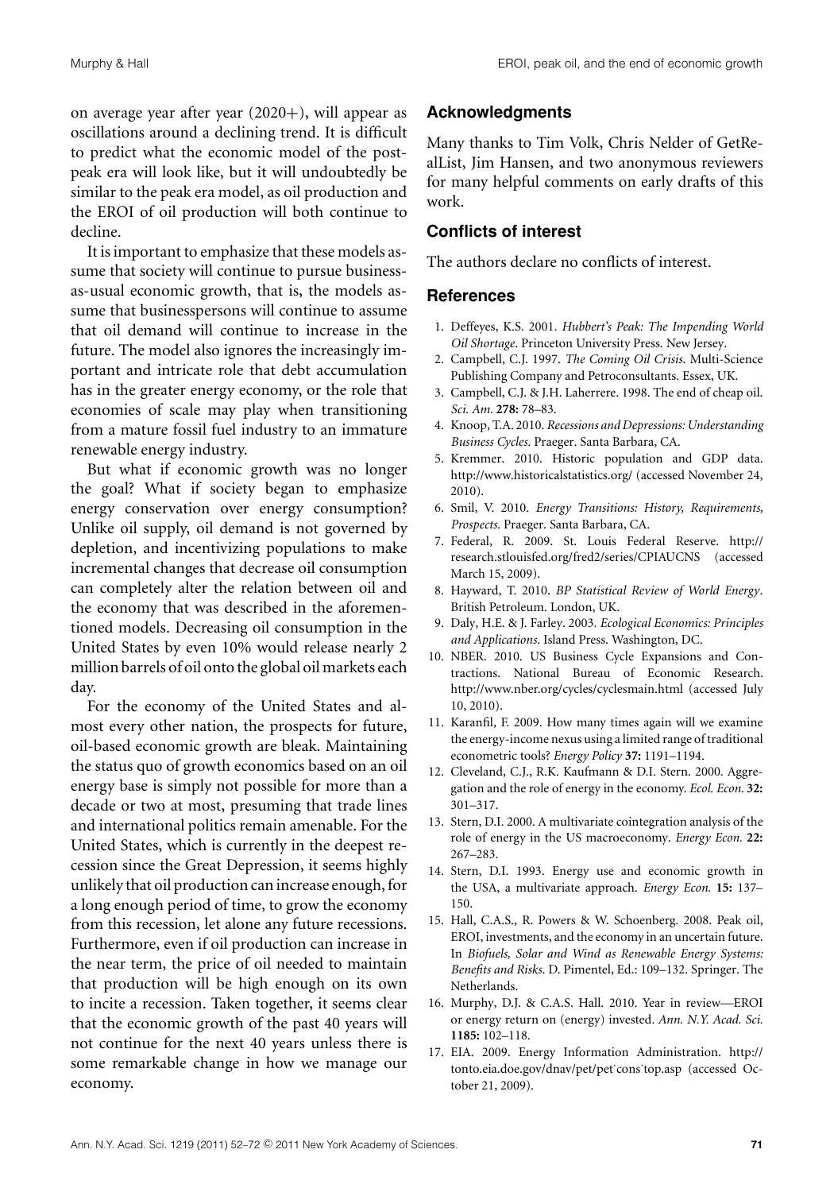on average year after year (2020+), will appear as oscillations around a declining trend. It is difficult to predict what the economic model of the post-peak era will look like, but it will undoubtedly be similar to the peak era model, as oil production and the EROI of oil production will both continue to decline.

It is important to emphasize that these models assume that society will continue to pursue business-as-usual economic growth, that is, the models assume that businesspersons will continue to assume that oil demand will continue to increase in the future. The model also ignores the increasingly important and intricate role that debt accumulation has in the greater energy economy, or the role that economies of scale may play when transitioning from a mature fossil fuel industry to an immature renewable energy industry.

But what if economic growth was no longer the goal? What if society began to emphasize energy conservation over energy consumption? Unlike oil supply, oil demand is not governed by depletion, and incentivizing populations to make incremental changes that decrease oil consumption can completely alter the relation between oil and the economy that was described in the aforementioned models. Decreasing oil consumption in the United States by even 10% would release nearly 2 million barrels of oil onto the global oil markets each day.

For the economy of the United States and almost every other nation, the prospects for future, oil-based economic growth are bleak. Maintaining the status quo of growth economics based on an oil energy base is simply not possible for more than a decade or two at most, presuming that trade lines and international politics remain amenable. For the United States, which is currently in the deepest recession since the Great Depression, it seems highly unlikely that oil production can increase enough, for a long enough period of time, to grow the economy from this recession, let alone any future recessions. Furthermore, even if oil production can increase in the near term, the price of oil needed to maintain that production will be high enough on its own to incite a recession. Taken together, it seems clear that the economic growth of the past 40 years will not continue for the next 40 years unless there is some remarkable change in how we manage our economy.

## Acknowledgments

Many thanks to Tim Volk, Chris Nelder of GetRealList, Jim Hansen, and two anonymous reviewers for many helpful comments on early drafts of this work.

## Conflicts of interest

The authors declare no conflicts of interest.

## References

1. Deffeyes, K.S. 2001. *Hubbert's Peak: The Impending World Oil Shortage*. Princeton University Press. New Jersey.
2. Campbell, C.J. 1997. *The Coming Oil Crisis*. Multi-Science Publishing Company and Petroconsultants. Essex, UK.
3. Campbell, C.J. & J.H. Laherrere. 1998. The end of cheap oil. *Sci. Am.* **278:** 78–83.
4. Knoop, T.A. 2010. *Recessions and Depressions: Understanding Business Cycles*. Praeger. Santa Barbara, CA.
5. Kremmer. 2010. Historic population and GDP data. http://www.historicalstatistics.org/ (accessed November 24, 2010).
6. Smil, V. 2010. *Energy Transitions: History, Requirements, Prospects*. Praeger. Santa Barbara, CA.
7. Federal, R. 2009. St. Louis Federal Reserve. http://research.stlouisfed.org/fred2/series/CPIAUCNS (accessed March 15, 2009).
8. Hayward, T. 2010. *BP Statistical Review of World Energy*. British Petroleum. London, UK.
9. Daly, H.E. & J. Farley. 2003. *Ecological Economics: Principles and Applications*. Island Press. Washington, DC.
10. NBER. 2010. US Business Cycle Expansions and Contractions. National Bureau of Economic Research. http://www.nber.org/cycles/cyclesmain.html (accessed July 10, 2010).
11. Karanfil, F. 2009. How many times again will we examine the energy-income nexus using a limited range of traditional econometric tools? *Energy Policy* **37:** 1191–1194.
12. Cleveland, C.J., R.K. Kaufmann & D.I. Stern. 2000. Aggregation and the role of energy in the economy. *Ecol. Econ.* **32:** 301–317.
13. Stern, D.I. 2000. A multivariate cointegration analysis of the role of energy in the US macroeconomy. *Energy Econ.* **22:** 267–283.
14. Stern, D.I. 1993. Energy use and economic growth in the USA, a multivariate approach. *Energy Econ.* **15:** 137–150.
15. Hall, C.A.S., R. Powers & W. Schoenberg. 2008. Peak oil, EROI, investments, and the economy in an uncertain future. In *Biofuels, Solar and Wind as Renewable Energy Systems: Benefits and Risks*. D. Pimentel, Ed.: 109–132. Springer. The Netherlands.
16. Murphy, D.J. & C.A.S. Hall. 2010. Year in review—EROI or energy return on (energy) invested. *Ann. N.Y. Acad. Sci.* **1185:** 102–118.
17. EIA. 2009. Energy Information Administration. http://tonto.eia.doe.gov/dnav/pet/pet_cons_top.asp (accessed October 21, 2009).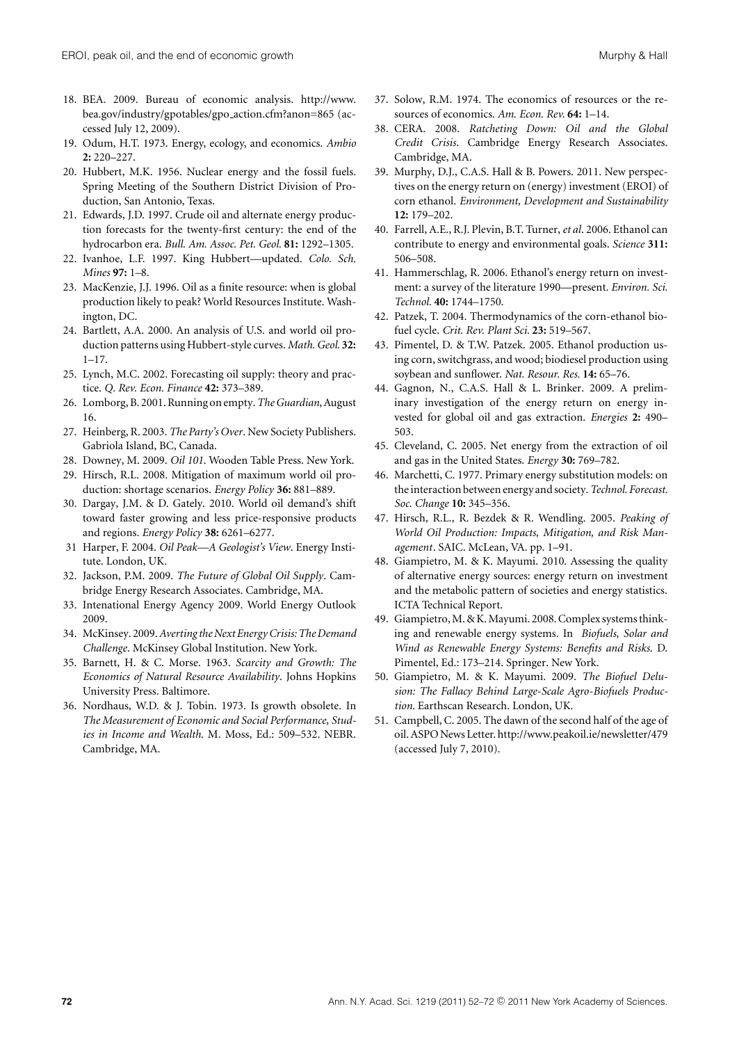18. BEA. 2009. Bureau of economic analysis. http://www.bea.gov/industry/gpotables/gpo_action.cfm?anon=865 (accessed July 12, 2009).
19. Odum, H.T. 1973. Energy, ecology, and economics. *Ambio* **2:** 220–227.
20. Hubbert, M.K. 1956. Nuclear energy and the fossil fuels. Spring Meeting of the Southern District Division of Production, San Antonio, Texas.
21. Edwards, J.D. 1997. Crude oil and alternate energy production forecasts for the twenty-first century: the end of the hydrocarbon era. *Bull. Am. Assoc. Pet. Geol.* **81:** 1292–1305.
22. Ivanhoe, L.F. 1997. King Hubbert—updated. *Colo. Sch. Mines* **97:** 1–8.
23. MacKenzie, J.J. 1996. Oil as a finite resource: when is global production likely to peak? World Resources Institute. Washington, DC.
24. Bartlett, A.A. 2000. An analysis of U.S. and world oil production patterns using Hubbert-style curves. *Math. Geol.* **32:** 1–17.
25. Lynch, M.C. 2002. Forecasting oil supply: theory and practice. *Q. Rev. Econ. Finance* **42:** 373–389.
26. Lomborg, B. 2001. Running on empty. *The Guardian*, August 16.
27. Heinberg, R. 2003. *The Party's Over*. New Society Publishers. Gabriola Island, BC, Canada.
28. Downey, M. 2009. *Oil 101*. Wooden Table Press. New York.
29. Hirsch, R.L. 2008. Mitigation of maximum world oil production: shortage scenarios. *Energy Policy* **36:** 881–889.
30. Dargay, J.M. & D. Gately. 2010. World oil demand's shift toward faster growing and less price-responsive products and regions. *Energy Policy* **38:** 6261–6277.
31. Harper, F. 2004. *Oil Peak—A Geologist's View*. Energy Institute. London, UK.
32. Jackson, P.M. 2009. *The Future of Global Oil Supply*. Cambridge Energy Research Associates. Cambridge, MA.
33. Intenational Energy Agency 2009. World Energy Outlook 2009.
34. McKinsey. 2009. *Averting the Next Energy Crisis: The Demand Challenge*. McKinsey Global Institution. New York.
35. Barnett, H. & C. Morse. 1963. *Scarcity and Growth: The Economics of Natural Resource Availability*. Johns Hopkins University Press. Baltimore.
36. Nordhaus, W.D. & J. Tobin. 1973. Is growth obsolete. In *The Measurement of Economic and Social Performance, Studies in Income and Wealth*. M. Moss, Ed.: 509–532. NEBR. Cambridge, MA.
37. Solow, R.M. 1974. The economics of resources or the resources of economics. *Am. Econ. Rev.* **64:** 1–14.
38. CERA. 2008. *Ratcheting Down: Oil and the Global Credit Crisis*. Cambridge Energy Research Associates. Cambridge, MA.
39. Murphy, D.J., C.A.S. Hall & B. Powers. 2011. New perspectives on the energy return on (energy) investment (EROI) of corn ethanol. *Environment, Development and Sustainability* **12:** 179–202.
40. Farrell, A.E., R.J. Plevin, B.T. Turner, *et al*. 2006. Ethanol can contribute to energy and environmental goals. *Science* **311:** 506–508.
41. Hammerschlag, R. 2006. Ethanol's energy return on investment: a survey of the literature 1990—present. *Environ. Sci. Technol.* **40:** 1744–1750.
42. Patzek, T. 2004. Thermodynamics of the corn-ethanol biofuel cycle. *Crit. Rev. Plant Sci.* **23:** 519–567.
43. Pimentel, D. & T.W. Patzek. 2005. Ethanol production using corn, switchgrass, and wood; biodiesel production using soybean and sunflower. *Nat. Resour. Res.* **14:** 65–76.
44. Gagnon, N., C.A.S. Hall & L. Brinker. 2009. A preliminary investigation of the energy return on energy invested for global oil and gas extraction. *Energies* **2:** 490–503.
45. Cleveland, C. 2005. Net energy from the extraction of oil and gas in the United States. *Energy* **30:** 769–782.
46. Marchetti, C. 1977. Primary energy substitution models: on the interaction between energy and society. *Technol. Forecast. Soc. Change* **10:** 345–356.
47. Hirsch, R.L., R. Bezdek & R. Wendling. 2005. *Peaking of World Oil Production: Impacts, Mitigation, and Risk Management*. SAIC. McLean, VA. pp. 1–91.
48. Giampietro, M. & K. Mayumi. 2010. Assessing the quality of alternative energy sources: energy return on investment and the metabolic pattern of societies and energy statistics. ICTA Technical Report.
49. Giampietro, M. & K. Mayumi. 2008. Complex systems thinking and renewable energy systems. In *Biofuels, Solar and Wind as Renewable Energy Systems: Benefits and Risks*. D. Pimentel, Ed.: 173–214. Springer. New York.
50. Giampietro, M. & K. Mayumi. 2009. *The Biofuel Delusion: The Fallacy Behind Large-Scale Agro-Biofuels Production*. Earthscan Research. London, UK.
51. Campbell, C. 2005. The dawn of the second half of the age of oil. ASPO News Letter. http://www.peakoil.ie/newsletter/479 (accessed July 7, 2010).